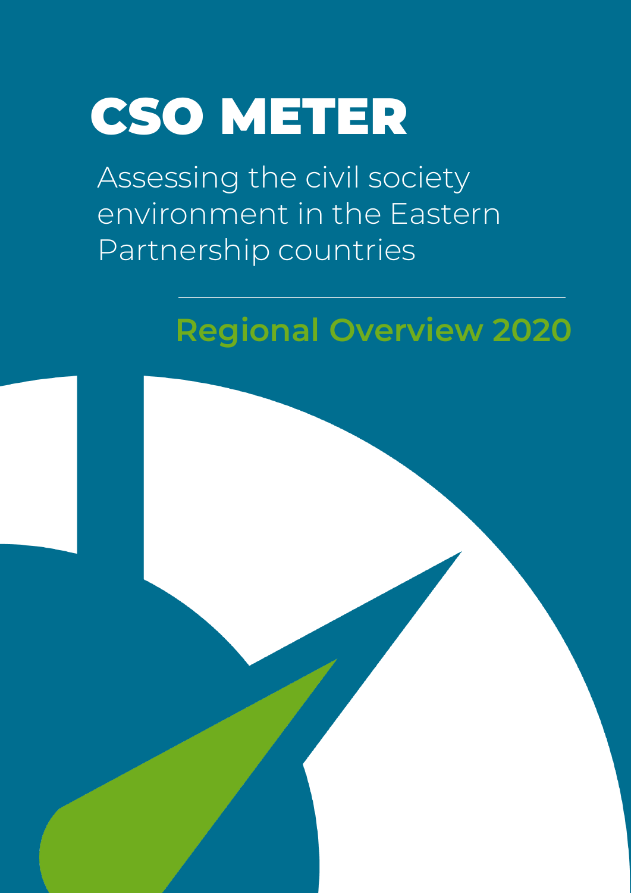# CSO METER

Assessing the civil society environment in the Eastern Partnership countries

## Regional Overview 2020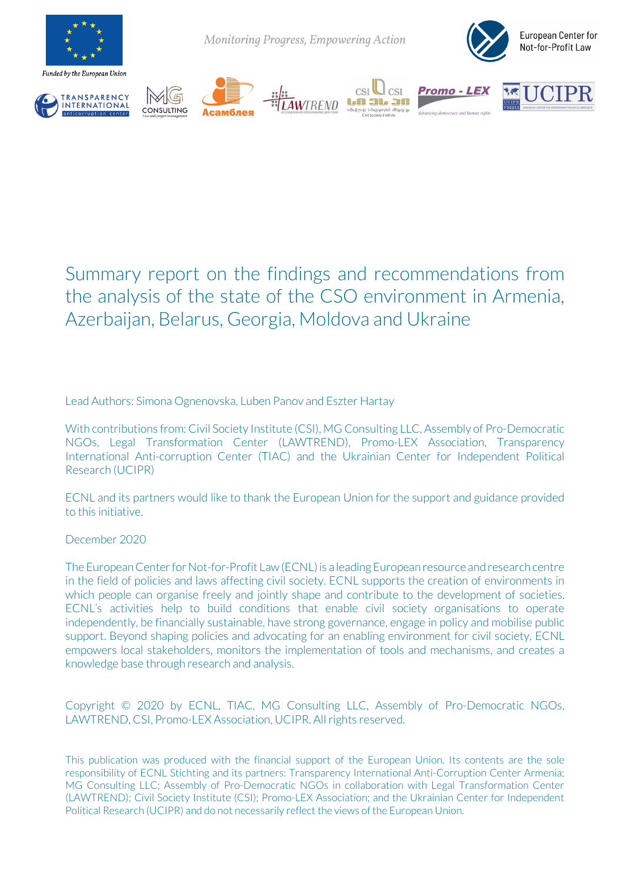*Monitoring Progress, Empowering Action*

# Summary report on the findings and recommendations from the analysis of the state of the CSO environment in Armenia, Azerbaijan, Belarus, Georgia, Moldova and Ukraine

Lead Authors: Simona Ognenovska, Luben Panov and Eszter Hartay

With contributions from: Civil Society Institute (CSI), MG Consulting LLC, Assembly of Pro-Democratic NGOs, Legal Transformation Center (LAWTREND), Promo-LEX Association, Transparency International Anti-corruption Center (TIAC) and the Ukrainian Center for Independent Political Research (UCIPR)

ECNL and its partners would like to thank the European Union for the support and guidance provided to this initiative.

December 2020

The European Center for Not-for-Profit Law (ECNL) is a leading European resource and research centre in the field of policies and laws affecting civil society. ECNL supports the creation of environments in which people can organise freely and jointly shape and contribute to the development of societies. ECNL's activities help to build conditions that enable civil society organisations to operate independently, be financially sustainable, have strong governance, engage in policy and mobilise public support. Beyond shaping policies and advocating for an enabling environment for civil society, ECNL empowers local stakeholders, monitors the implementation of tools and mechanisms, and creates a knowledge base through research and analysis.

Copyright © 2020 by ECNL, TIAC, MG Consulting LLC, Assembly of Pro-Democratic NGOs, LAWTREND, CSI, Promo-LEX Association, UCIPR. All rights reserved.

This publication was produced with the financial support of the European Union. Its contents are the sole responsibility of ECNL Stichting and its partners: Transparency International Anti-Corruption Center Armenia; MG Consulting LLC; Assembly of Pro-Democratic NGOs in collaboration with Legal Transformation Center (LAWTREND); Civil Society Institute (CSI); Promo-LEX Association; and the Ukrainian Center for Independent Political Research (UCIPR) and do not necessarily reflect the views of the European Union.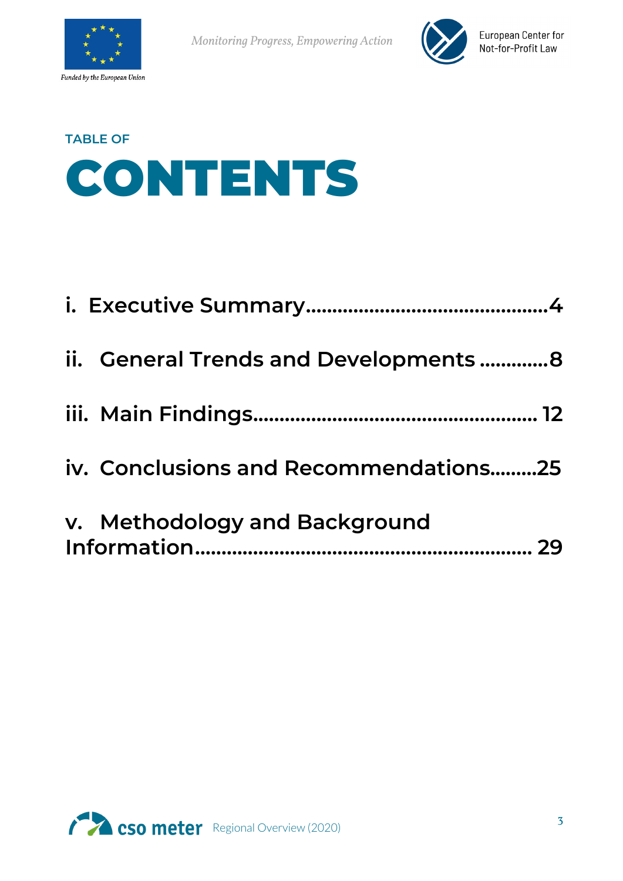# TABLE OF CONTENTS

**i. Executive Summary............................................4**

**ii. General Trends and Developments .............8**

**iii. Main Findings.................................................... 12**

**iv. Conclusions and Recommendations.........25**

**v. Methodology and Background Information............................................................. 29**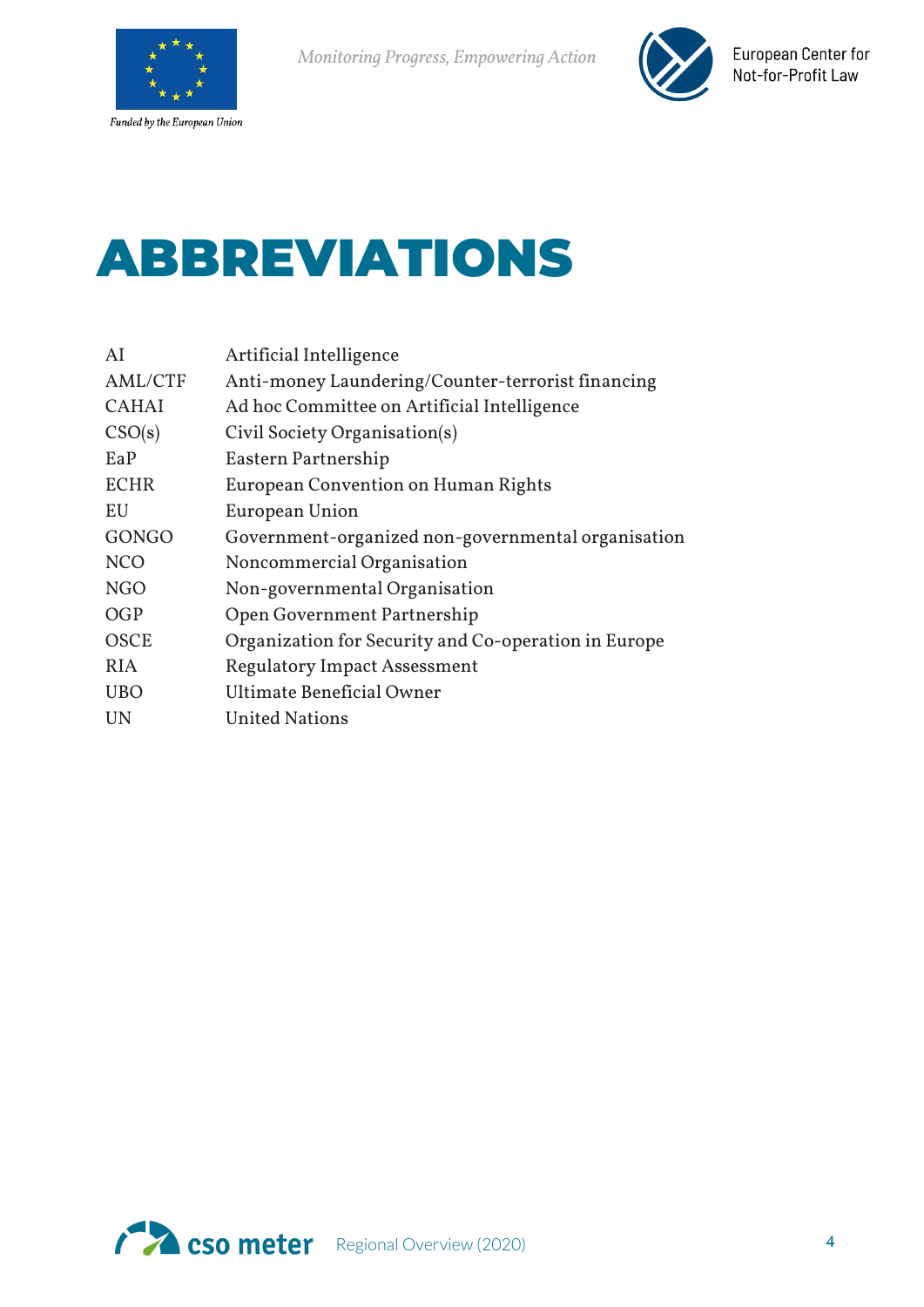# ABBREVIATIONS

| | |
|---|---|
| AI | Artificial Intelligence |
| AML/CTF | Anti-money Laundering/Counter-terrorist financing |
| CAHAI | Ad hoc Committee on Artificial Intelligence |
| CSO(s) | Civil Society Organisation(s) |
| EaP | Eastern Partnership |
| ECHR | European Convention on Human Rights |
| EU | European Union |
| GONGO | Government-organized non-governmental organisation |
| NCO | Noncommercial Organisation |
| NGO | Non-governmental Organisation |
| OGP | Open Government Partnership |
| OSCE | Organization for Security and Co-operation in Europe |
| RIA | Regulatory Impact Assessment |
| UBO | Ultimate Beneficial Owner |
| UN | United Nations |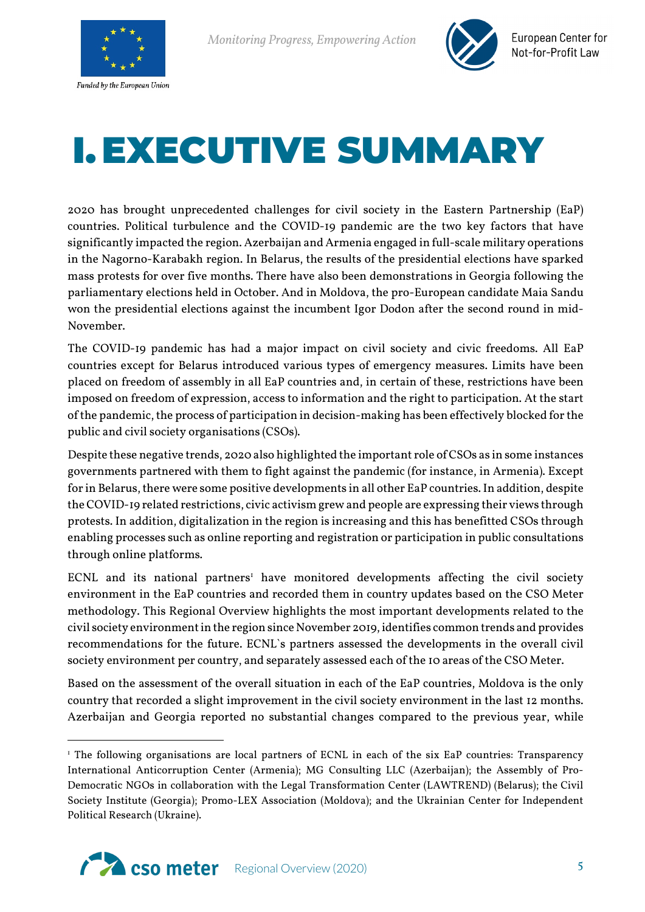# I. EXECUTIVE SUMMARY

2020 has brought unprecedented challenges for civil society in the Eastern Partnership (EaP) countries. Political turbulence and the COVID-19 pandemic are the two key factors that have significantly impacted the region. Azerbaijan and Armenia engaged in full-scale military operations in the Nagorno-Karabakh region. In Belarus, the results of the presidential elections have sparked mass protests for over five months. There have also been demonstrations in Georgia following the parliamentary elections held in October. And in Moldova, the pro-European candidate Maia Sandu won the presidential elections against the incumbent Igor Dodon after the second round in mid-November.

The COVID-19 pandemic has had a major impact on civil society and civic freedoms. All EaP countries except for Belarus introduced various types of emergency measures. Limits have been placed on freedom of assembly in all EaP countries and, in certain of these, restrictions have been imposed on freedom of expression, access to information and the right to participation. At the start of the pandemic, the process of participation in decision-making has been effectively blocked for the public and civil society organisations (CSOs).

Despite these negative trends, 2020 also highlighted the important role of CSOs as in some instances governments partnered with them to fight against the pandemic (for instance, in Armenia). Except for in Belarus, there were some positive developments in all other EaP countries. In addition, despite the COVID-19 related restrictions, civic activism grew and people are expressing their views through protests. In addition, digitalization in the region is increasing and this has benefitted CSOs through enabling processes such as online reporting and registration or participation in public consultations through online platforms.

ECNL and its national partners[1] have monitored developments affecting the civil society environment in the EaP countries and recorded them in country updates based on the CSO Meter methodology. This Regional Overview highlights the most important developments related to the civil society environment in the region since November 2019, identifies common trends and provides recommendations for the future. ECNL`s partners assessed the developments in the overall civil society environment per country, and separately assessed each of the 10 areas of the CSO Meter.

Based on the assessment of the overall situation in each of the EaP countries, Moldova is the only country that recorded a slight improvement in the civil society environment in the last 12 months. Azerbaijan and Georgia reported no substantial changes compared to the previous year, while

[1] The following organisations are local partners of ECNL in each of the six EaP countries: Transparency International Anticorruption Center (Armenia); MG Consulting LLC (Azerbaijan); the Assembly of Pro-Democratic NGOs in collaboration with the Legal Transformation Center (LAWTREND) (Belarus); the Civil Society Institute (Georgia); Promo-LEX Association (Moldova); and the Ukrainian Center for Independent Political Research (Ukraine).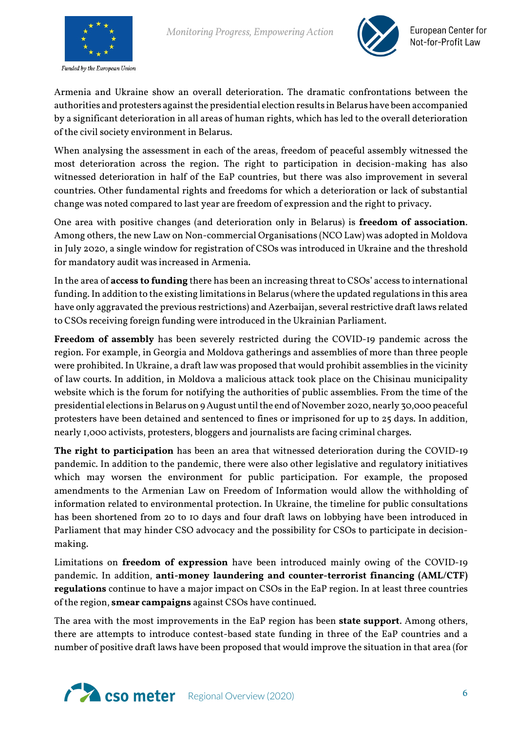Armenia and Ukraine show an overall deterioration. The dramatic confrontations between the authorities and protesters against the presidential election results in Belarus have been accompanied by a significant deterioration in all areas of human rights, which has led to the overall deterioration of the civil society environment in Belarus.

When analysing the assessment in each of the areas, freedom of peaceful assembly witnessed the most deterioration across the region. The right to participation in decision-making has also witnessed deterioration in half of the EaP countries, but there was also improvement in several countries. Other fundamental rights and freedoms for which a deterioration or lack of substantial change was noted compared to last year are freedom of expression and the right to privacy.

One area with positive changes (and deterioration only in Belarus) is **freedom of association**. Among others, the new Law on Non-commercial Organisations (NCO Law) was adopted in Moldova in July 2020, a single window for registration of CSOs was introduced in Ukraine and the threshold for mandatory audit was increased in Armenia.

In the area of **access to funding** there has been an increasing threat to CSOs' access to international funding. In addition to the existing limitations in Belarus (where the updated regulations in this area have only aggravated the previous restrictions) and Azerbaijan, several restrictive draft laws related to CSOs receiving foreign funding were introduced in the Ukrainian Parliament.

**Freedom of assembly** has been severely restricted during the COVID-19 pandemic across the region. For example, in Georgia and Moldova gatherings and assemblies of more than three people were prohibited. In Ukraine, a draft law was proposed that would prohibit assemblies in the vicinity of law courts. In addition, in Moldova a malicious attack took place on the Chisinau municipality website which is the forum for notifying the authorities of public assemblies. From the time of the presidential elections in Belarus on 9 August until the end of November 2020, nearly 30,000 peaceful protesters have been detained and sentenced to fines or imprisoned for up to 25 days. In addition, nearly 1,000 activists, protesters, bloggers and journalists are facing criminal charges.

**The right to participation** has been an area that witnessed deterioration during the COVID-19 pandemic. In addition to the pandemic, there were also other legislative and regulatory initiatives which may worsen the environment for public participation. For example, the proposed amendments to the Armenian Law on Freedom of Information would allow the withholding of information related to environmental protection. In Ukraine, the timeline for public consultations has been shortened from 20 to 10 days and four draft laws on lobbying have been introduced in Parliament that may hinder CSO advocacy and the possibility for CSOs to participate in decision-making.

Limitations on **freedom of expression** have been introduced mainly owing of the COVID-19 pandemic. In addition, **anti-money laundering and counter-terrorist financing (AML/CTF) regulations** continue to have a major impact on CSOs in the EaP region. In at least three countries of the region, **smear campaigns** against CSOs have continued.

The area with the most improvements in the EaP region has been **state support**. Among others, there are attempts to introduce contest-based state funding in three of the EaP countries and a number of positive draft laws have been proposed that would improve the situation in that area (for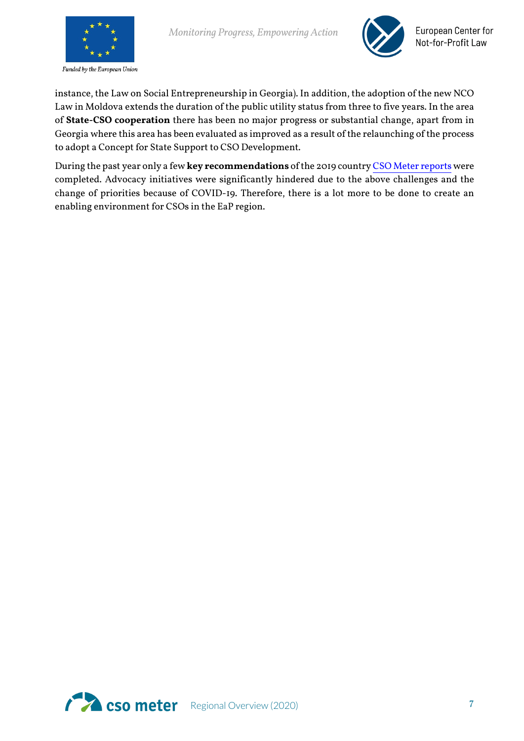instance, the Law on Social Entrepreneurship in Georgia). In addition, the adoption of the new NCO Law in Moldova extends the duration of the public utility status from three to five years. In the area of **State-CSO cooperation** there has been no major progress or substantial change, apart from in Georgia where this area has been evaluated as improved as a result of the relaunching of the process to adopt a Concept for State Support to CSO Development.

During the past year only a few **key recommendations** of the 2019 country CSO Meter reports were completed. Advocacy initiatives were significantly hindered due to the above challenges and the change of priorities because of COVID-19. Therefore, there is a lot more to be done to create an enabling environment for CSOs in the EaP region.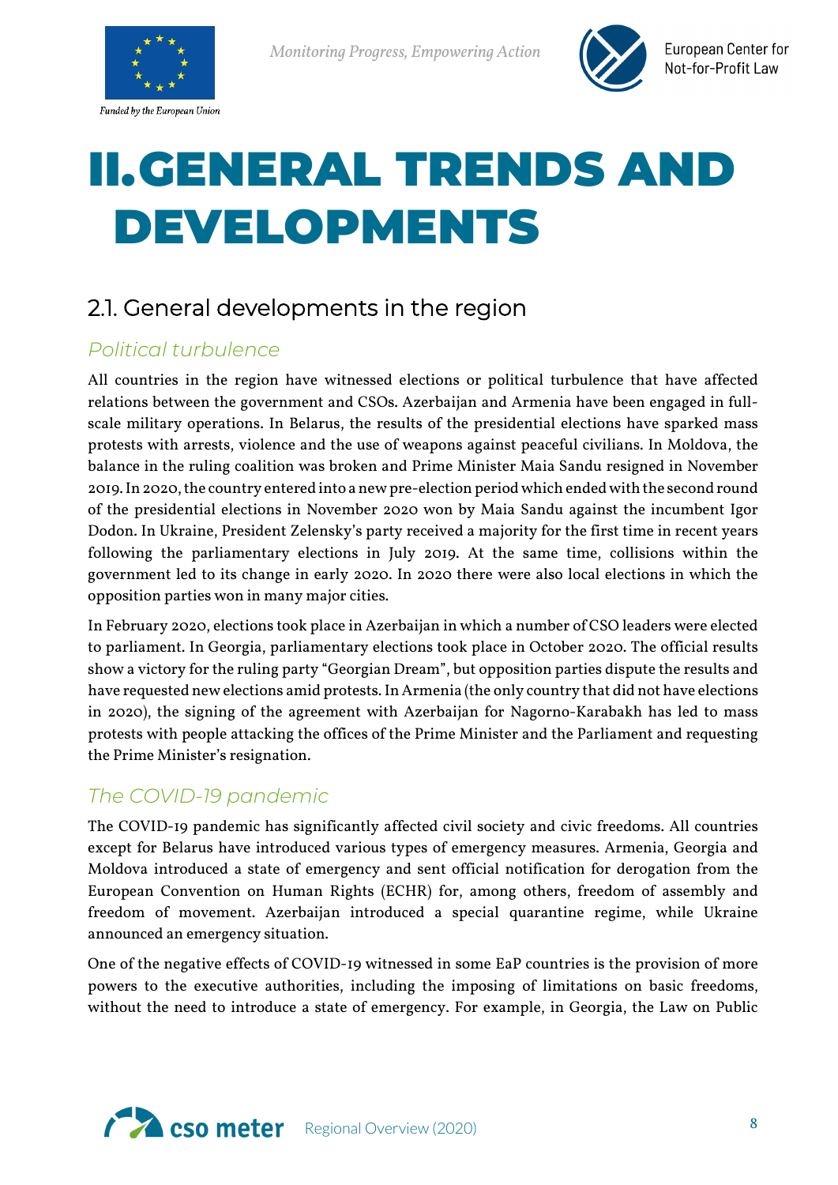# II. GENERAL TRENDS AND DEVELOPMENTS

## 2.1. General developments in the region

### *Political turbulence*

All countries in the region have witnessed elections or political turbulence that have affected relations between the government and CSOs. Azerbaijan and Armenia have been engaged in full-scale military operations. In Belarus, the results of the presidential elections have sparked mass protests with arrests, violence and the use of weapons against peaceful civilians. In Moldova, the balance in the ruling coalition was broken and Prime Minister Maia Sandu resigned in November 2019. In 2020, the country entered into a new pre-election period which ended with the second round of the presidential elections in November 2020 won by Maia Sandu against the incumbent Igor Dodon. In Ukraine, President Zelensky's party received a majority for the first time in recent years following the parliamentary elections in July 2019. At the same time, collisions within the government led to its change in early 2020. In 2020 there were also local elections in which the opposition parties won in many major cities.

In February 2020, elections took place in Azerbaijan in which a number of CSO leaders were elected to parliament. In Georgia, parliamentary elections took place in October 2020. The official results show a victory for the ruling party "Georgian Dream", but opposition parties dispute the results and have requested new elections amid protests. In Armenia (the only country that did not have elections in 2020), the signing of the agreement with Azerbaijan for Nagorno-Karabakh has led to mass protests with people attacking the offices of the Prime Minister and the Parliament and requesting the Prime Minister's resignation.

### *The COVID-19 pandemic*

The COVID-19 pandemic has significantly affected civil society and civic freedoms. All countries except for Belarus have introduced various types of emergency measures. Armenia, Georgia and Moldova introduced a state of emergency and sent official notification for derogation from the European Convention on Human Rights (ECHR) for, among others, freedom of assembly and freedom of movement. Azerbaijan introduced a special quarantine regime, while Ukraine announced an emergency situation.

One of the negative effects of COVID-19 witnessed in some EaP countries is the provision of more powers to the executive authorities, including the imposing of limitations on basic freedoms, without the need to introduce a state of emergency. For example, in Georgia, the Law on Public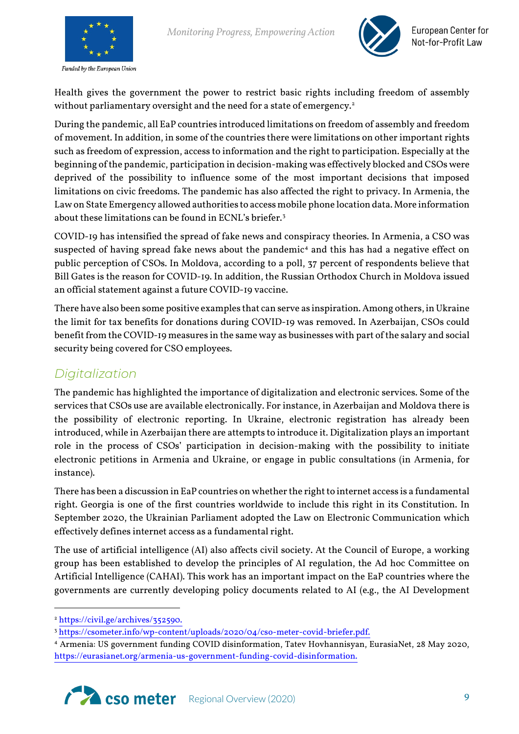Health gives the government the power to restrict basic rights including freedom of assembly without parliamentary oversight and the need for a state of emergency.[2]

During the pandemic, all EaP countries introduced limitations on freedom of assembly and freedom of movement. In addition, in some of the countries there were limitations on other important rights such as freedom of expression, access to information and the right to participation. Especially at the beginning of the pandemic, participation in decision-making was effectively blocked and CSOs were deprived of the possibility to influence some of the most important decisions that imposed limitations on civic freedoms. The pandemic has also affected the right to privacy. In Armenia, the Law on State Emergency allowed authorities to access mobile phone location data. More information about these limitations can be found in ECNL's briefer.[3]

COVID-19 has intensified the spread of fake news and conspiracy theories. In Armenia, a CSO was suspected of having spread fake news about the pandemic[4] and this has had a negative effect on public perception of CSOs. In Moldova, according to a poll, 37 percent of respondents believe that Bill Gates is the reason for COVID-19. In addition, the Russian Orthodox Church in Moldova issued an official statement against a future COVID-19 vaccine.

There have also been some positive examples that can serve as inspiration. Among others, in Ukraine the limit for tax benefits for donations during COVID-19 was removed. In Azerbaijan, CSOs could benefit from the COVID-19 measures in the same way as businesses with part of the salary and social security being covered for CSO employees.

## *Digitalization*

The pandemic has highlighted the importance of digitalization and electronic services. Some of the services that CSOs use are available electronically. For instance, in Azerbaijan and Moldova there is the possibility of electronic reporting. In Ukraine, electronic registration has already been introduced, while in Azerbaijan there are attempts to introduce it. Digitalization plays an important role in the process of CSOs' participation in decision-making with the possibility to initiate electronic petitions in Armenia and Ukraine, or engage in public consultations (in Armenia, for instance).

There has been a discussion in EaP countries on whether the right to internet access is a fundamental right. Georgia is one of the first countries worldwide to include this right in its Constitution. In September 2020, the Ukrainian Parliament adopted the Law on Electronic Communication which effectively defines internet access as a fundamental right.

The use of artificial intelligence (AI) also affects civil society. At the Council of Europe, a working group has been established to develop the principles of AI regulation, the Ad hoc Committee on Artificial Intelligence (CAHAI). This work has an important impact on the EaP countries where the governments are currently developing policy documents related to AI (e.g., the AI Development

---

[2] https://civil.ge/archives/352590.

[3] https://csometer.info/wp-content/uploads/2020/04/cso-meter-covid-briefer.pdf.

[4] Armenia: US government funding COVID disinformation, Tatev Hovhannisyan, EurasiaNet, 28 May 2020, https://eurasianet.org/armenia-us-government-funding-covid-disinformation.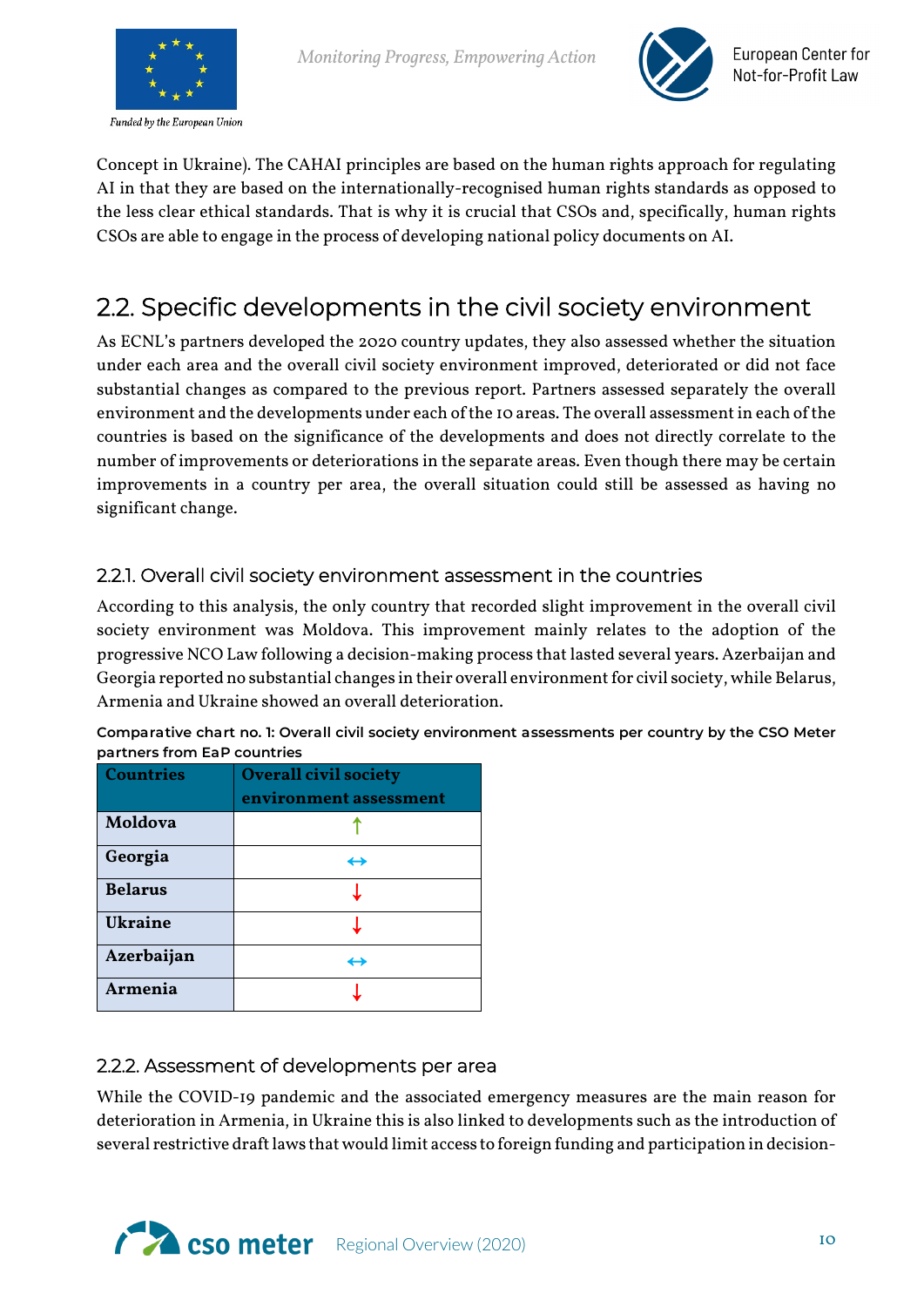Concept in Ukraine). The CAHAI principles are based on the human rights approach for regulating AI in that they are based on the internationally-recognised human rights standards as opposed to the less clear ethical standards. That is why it is crucial that CSOs and, specifically, human rights CSOs are able to engage in the process of developing national policy documents on AI.

## 2.2. Specific developments in the civil society environment

As ECNL's partners developed the 2020 country updates, they also assessed whether the situation under each area and the overall civil society environment improved, deteriorated or did not face substantial changes as compared to the previous report. Partners assessed separately the overall environment and the developments under each of the 10 areas. The overall assessment in each of the countries is based on the significance of the developments and does not directly correlate to the number of improvements or deteriorations in the separate areas. Even though there may be certain improvements in a country per area, the overall situation could still be assessed as having no significant change.

### 2.2.1. Overall civil society environment assessment in the countries

According to this analysis, the only country that recorded slight improvement in the overall civil society environment was Moldova. This improvement mainly relates to the adoption of the progressive NCO Law following a decision-making process that lasted several years. Azerbaijan and Georgia reported no substantial changes in their overall environment for civil society, while Belarus, Armenia and Ukraine showed an overall deterioration.

**Comparative chart no. 1: Overall civil society environment assessments per country by the CSO Meter partners from EaP countries**

| Countries | Overall civil society environment assessment |
|---|---|
| **Moldova** | ↑ |
| **Georgia** | ↔ |
| **Belarus** | ↓ |
| **Ukraine** | ↓ |
| **Azerbaijan** | ↔ |
| **Armenia** | ↓ |

### 2.2.2. Assessment of developments per area

While the COVID-19 pandemic and the associated emergency measures are the main reason for deterioration in Armenia, in Ukraine this is also linked to developments such as the introduction of several restrictive draft laws that would limit access to foreign funding and participation in decision-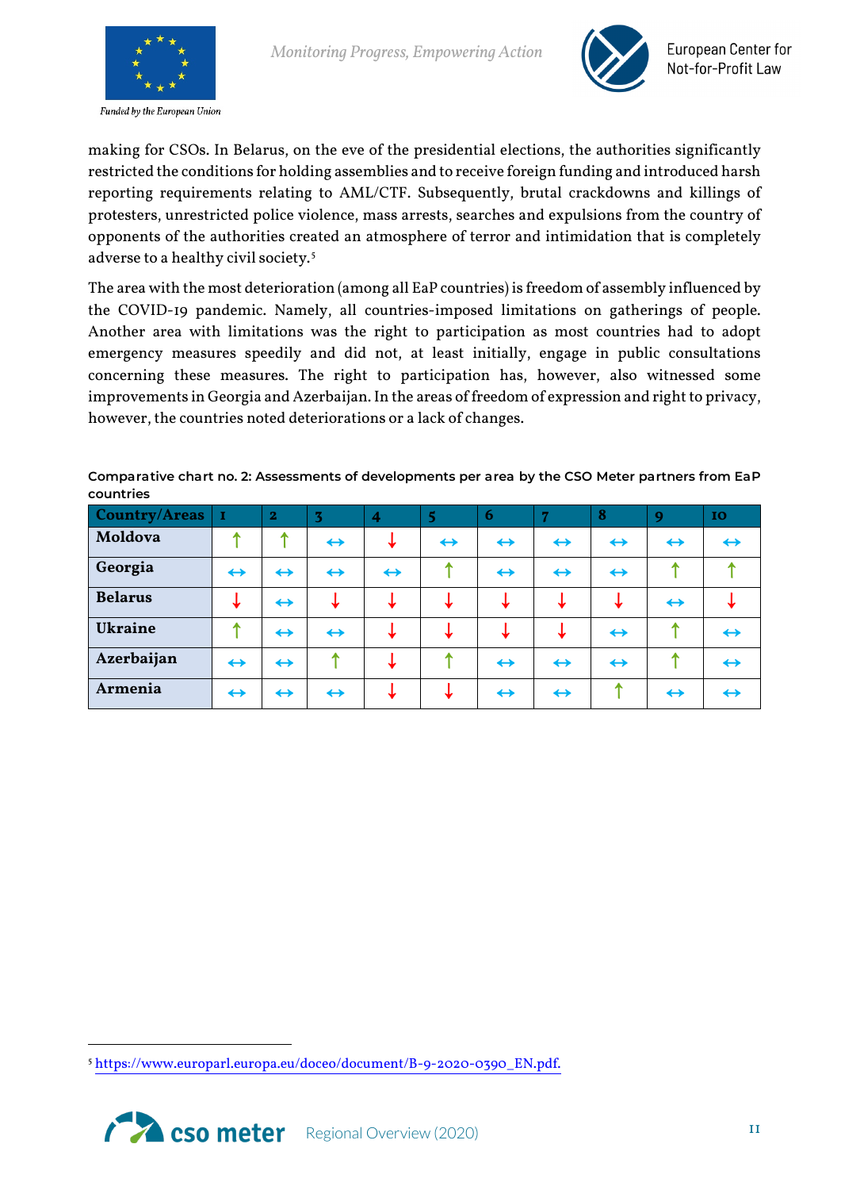making for CSOs. In Belarus, on the eve of the presidential elections, the authorities significantly restricted the conditions for holding assemblies and to receive foreign funding and introduced harsh reporting requirements relating to AML/CTF. Subsequently, brutal crackdowns and killings of protesters, unrestricted police violence, mass arrests, searches and expulsions from the country of opponents of the authorities created an atmosphere of terror and intimidation that is completely adverse to a healthy civil society.[5]

The area with the most deterioration (among all EaP countries) is freedom of assembly influenced by the COVID-19 pandemic. Namely, all countries-imposed limitations on gatherings of people. Another area with limitations was the right to participation as most countries had to adopt emergency measures speedily and did not, at least initially, engage in public consultations concerning these measures. The right to participation has, however, also witnessed some improvements in Georgia and Azerbaijan. In the areas of freedom of expression and right to privacy, however, the countries noted deteriorations or a lack of changes.

**Comparative chart no. 2: Assessments of developments per area by the CSO Meter partners from EaP countries**

| Country/Areas | 1 | 2 | 3 | 4 | 5 | 6 | 7 | 8 | 9 | 10 |
|---|---|---|---|---|---|---|---|---|---|---|
| **Moldova** | ↑ | ↑ | ↔ | ↓ | ↔ | ↔ | ↔ | ↔ | ↔ | ↔ |
| **Georgia** | ↔ | ↔ | ↔ | ↔ | ↑ | ↔ | ↔ | ↔ | ↑ | ↑ |
| **Belarus** | ↓ | ↔ | ↓ | ↓ | ↓ | ↓ | ↓ | ↓ | ↔ | ↓ |
| **Ukraine** | ↑ | ↔ | ↔ | ↓ | ↓ | ↓ | ↓ | ↔ | ↑ | ↔ |
| **Azerbaijan** | ↔ | ↔ | ↑ | ↓ | ↑ | ↔ | ↔ | ↔ | ↑ | ↔ |
| **Armenia** | ↔ | ↔ | ↔ | ↓ | ↓ | ↔ | ↔ | ↑ | ↔ | ↔ |

[5] https://www.europarl.europa.eu/doceo/document/B-9-2020-0390_EN.pdf.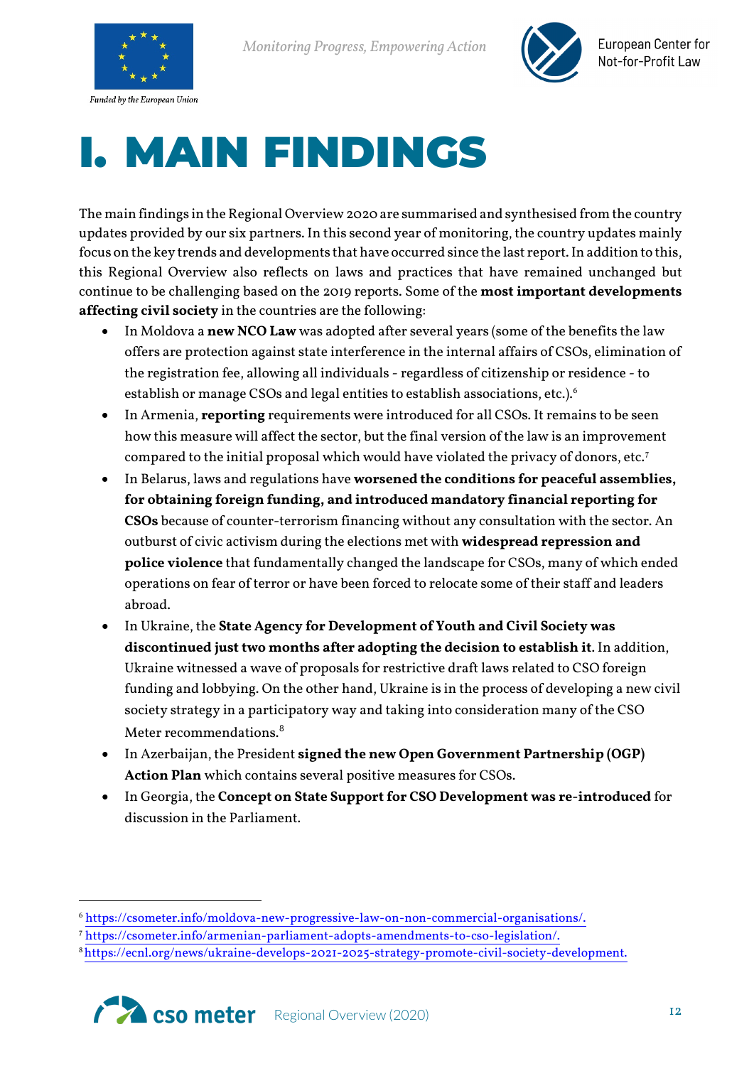# I. MAIN FINDINGS

The main findings in the Regional Overview 2020 are summarised and synthesised from the country updates provided by our six partners. In this second year of monitoring, the country updates mainly focus on the key trends and developments that have occurred since the last report. In addition to this, this Regional Overview also reflects on laws and practices that have remained unchanged but continue to be challenging based on the 2019 reports. Some of the **most important developments affecting civil society** in the countries are the following:

- In Moldova a **new NCO Law** was adopted after several years (some of the benefits the law offers are protection against state interference in the internal affairs of CSOs, elimination of the registration fee, allowing all individuals - regardless of citizenship or residence - to establish or manage CSOs and legal entities to establish associations, etc.).[6]
- In Armenia, **reporting** requirements were introduced for all CSOs. It remains to be seen how this measure will affect the sector, but the final version of the law is an improvement compared to the initial proposal which would have violated the privacy of donors, etc.[7]
- In Belarus, laws and regulations have **worsened the conditions for peaceful assemblies, for obtaining foreign funding, and introduced mandatory financial reporting for CSOs** because of counter-terrorism financing without any consultation with the sector. An outburst of civic activism during the elections met with **widespread repression and police violence** that fundamentally changed the landscape for CSOs, many of which ended operations on fear of terror or have been forced to relocate some of their staff and leaders abroad.
- In Ukraine, the **State Agency for Development of Youth and Civil Society was discontinued just two months after adopting the decision to establish it**. In addition, Ukraine witnessed a wave of proposals for restrictive draft laws related to CSO foreign funding and lobbying. On the other hand, Ukraine is in the process of developing a new civil society strategy in a participatory way and taking into consideration many of the CSO Meter recommendations.[8]
- In Azerbaijan, the President **signed the new Open Government Partnership (OGP) Action Plan** which contains several positive measures for CSOs.
- In Georgia, the **Concept on State Support for CSO Development was re-introduced** for discussion in the Parliament.

---

[6] https://csometer.info/moldova-new-progressive-law-on-non-commercial-organisations/.

[7] https://csometer.info/armenian-parliament-adopts-amendments-to-cso-legislation/.

[8] https://ecnl.org/news/ukraine-develops-2021-2025-strategy-promote-civil-society-development.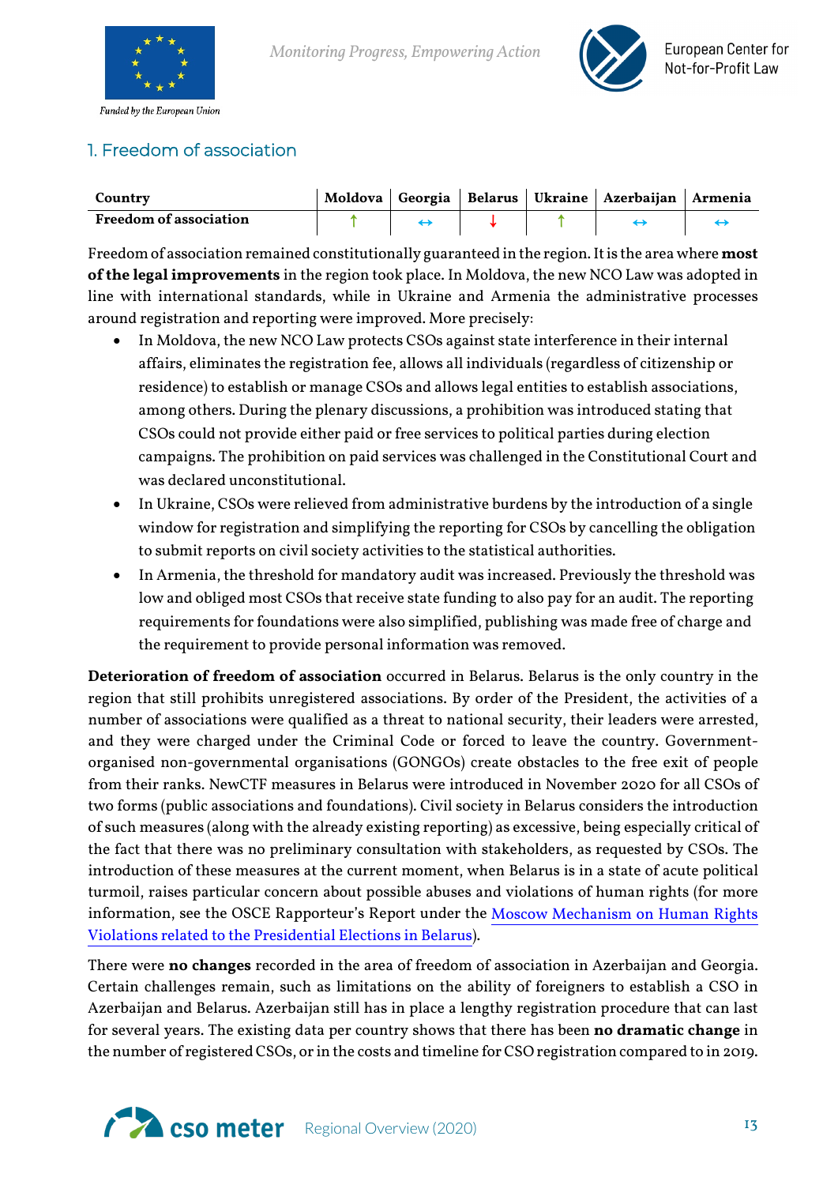## 1. Freedom of association

| Country | Moldova | Georgia | Belarus | Ukraine | Azerbaijan | Armenia |
|---|---|---|---|---|---|---|
| **Freedom of association** | ↑ | ↔ | ↓ | ↑ | ↔ | ↔ |

Freedom of association remained constitutionally guaranteed in the region. It is the area where **most of the legal improvements** in the region took place. In Moldova, the new NCO Law was adopted in line with international standards, while in Ukraine and Armenia the administrative processes around registration and reporting were improved. More precisely:

- In Moldova, the new NCO Law protects CSOs against state interference in their internal affairs, eliminates the registration fee, allows all individuals (regardless of citizenship or residence) to establish or manage CSOs and allows legal entities to establish associations, among others. During the plenary discussions, a prohibition was introduced stating that CSOs could not provide either paid or free services to political parties during election campaigns. The prohibition on paid services was challenged in the Constitutional Court and was declared unconstitutional.
- In Ukraine, CSOs were relieved from administrative burdens by the introduction of a single window for registration and simplifying the reporting for CSOs by cancelling the obligation to submit reports on civil society activities to the statistical authorities.
- In Armenia, the threshold for mandatory audit was increased. Previously the threshold was low and obliged most CSOs that receive state funding to also pay for an audit. The reporting requirements for foundations were also simplified, publishing was made free of charge and the requirement to provide personal information was removed.

**Deterioration of freedom of association** occurred in Belarus. Belarus is the only country in the region that still prohibits unregistered associations. By order of the President, the activities of a number of associations were qualified as a threat to national security, their leaders were arrested, and they were charged under the Criminal Code or forced to leave the country. Government-organised non-governmental organisations (GONGOs) create obstacles to the free exit of people from their ranks. NewCTF measures in Belarus were introduced in November 2020 for all CSOs of two forms (public associations and foundations). Civil society in Belarus considers the introduction of such measures (along with the already existing reporting) as excessive, being especially critical of the fact that there was no preliminary consultation with stakeholders, as requested by CSOs. The introduction of these measures at the current moment, when Belarus is in a state of acute political turmoil, raises particular concern about possible abuses and violations of human rights (for more information, see the OSCE Rapporteur's Report under the Moscow Mechanism on Human Rights Violations related to the Presidential Elections in Belarus).

There were **no changes** recorded in the area of freedom of association in Azerbaijan and Georgia. Certain challenges remain, such as limitations on the ability of foreigners to establish a CSO in Azerbaijan and Belarus. Azerbaijan still has in place a lengthy registration procedure that can last for several years. The existing data per country shows that there has been **no dramatic change** in the number of registered CSOs, or in the costs and timeline for CSO registration compared to in 2019.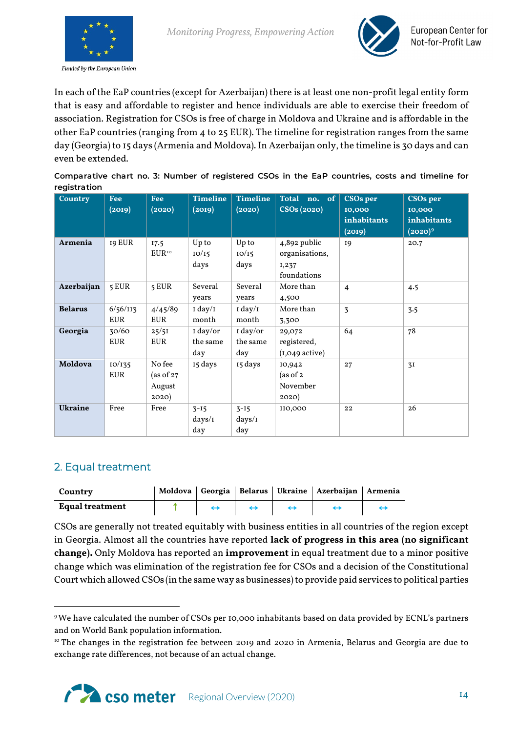In each of the EaP countries (except for Azerbaijan) there is at least one non-profit legal entity form that is easy and affordable to register and hence individuals are able to exercise their freedom of association. Registration for CSOs is free of charge in Moldova and Ukraine and is affordable in the other EaP countries (ranging from 4 to 25 EUR). The timeline for registration ranges from the same day (Georgia) to 15 days (Armenia and Moldova). In Azerbaijan only, the timeline is 30 days and can even be extended.

**Comparative chart no. 3: Number of registered CSOs in the EaP countries, costs and timeline for registration**

| Country | Fee (2019) | Fee (2020) | Timeline (2019) | Timeline (2020) | Total no. of CSOs (2020) | CSOs per 10,000 inhabitants (2019) | CSOs per 10,000 inhabitants (2020)[9] |
|---|---|---|---|---|---|---|---|
| **Armenia** | 19 EUR | 17.5 EUR[10] | Up to 10/15 days | Up to 10/15 days | 4,892 public organisations, 1,237 foundations | 19 | 20.7 |
| **Azerbaijan** | 5 EUR | 5 EUR | Several years | Several years | More than 4,500 | 4 | 4.5 |
| **Belarus** | 6/56/113 EUR | 4/45/89 EUR | 1 day/1 month | 1 day/1 month | More than 3,300 | 3 | 3.5 |
| **Georgia** | 30/60 EUR | 25/51 EUR | 1 day/or the same day | 1 day/or the same day | 29,072 registered, (1,049 active) | 64 | 78 |
| **Moldova** | 10/135 EUR | No fee (as of 27 August 2020) | 15 days | 15 days | 10,942 (as of 2 November 2020) | 27 | 31 |
| **Ukraine** | Free | Free | 3-15 days/1 day | 3-15 days/1 day | 110,000 | 22 | 26 |

## 2. Equal treatment

| Country | Moldova | Georgia | Belarus | Ukraine | Azerbaijan | Armenia |
|---|---|---|---|---|---|---|
| **Equal treatment** | ↑ | ↔ | ↔ | ↔ | ↔ | ↔ |

CSOs are generally not treated equitably with business entities in all countries of the region except in Georgia. Almost all the countries have reported **lack of progress in this area (no significant change).** Only Moldova has reported an **improvement** in equal treatment due to a minor positive change which was elimination of the registration fee for CSOs and a decision of the Constitutional Court which allowed CSOs (in the same way as businesses) to provide paid services to political parties

[9] We have calculated the number of CSOs per 10,000 inhabitants based on data provided by ECNL's partners and on World Bank population information.

[10] The changes in the registration fee between 2019 and 2020 in Armenia, Belarus and Georgia are due to exchange rate differences, not because of an actual change.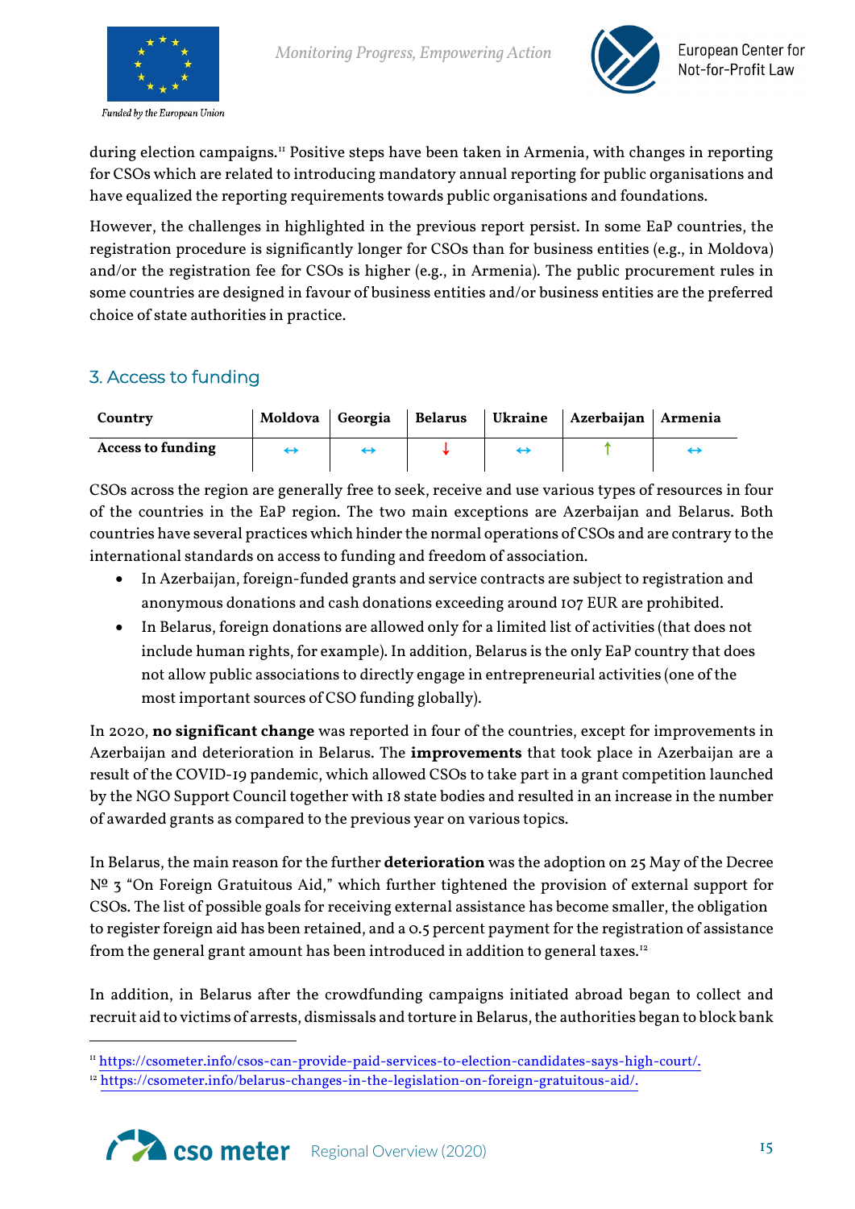during election campaigns.[11] Positive steps have been taken in Armenia, with changes in reporting for CSOs which are related to introducing mandatory annual reporting for public organisations and have equalized the reporting requirements towards public organisations and foundations.

However, the challenges in highlighted in the previous report persist. In some EaP countries, the registration procedure is significantly longer for CSOs than for business entities (e.g., in Moldova) and/or the registration fee for CSOs is higher (e.g., in Armenia). The public procurement rules in some countries are designed in favour of business entities and/or business entities are the preferred choice of state authorities in practice.

## 3. Access to funding

| Country | Moldova | Georgia | Belarus | Ukraine | Azerbaijan | Armenia |
|---|---|---|---|---|---|---|
| **Access to funding** | ↔ | ↔ | ↓ | ↔ | ↑ | ↔ |

CSOs across the region are generally free to seek, receive and use various types of resources in four of the countries in the EaP region. The two main exceptions are Azerbaijan and Belarus. Both countries have several practices which hinder the normal operations of CSOs and are contrary to the international standards on access to funding and freedom of association.

- In Azerbaijan, foreign-funded grants and service contracts are subject to registration and anonymous donations and cash donations exceeding around 107 EUR are prohibited.
- In Belarus, foreign donations are allowed only for a limited list of activities (that does not include human rights, for example). In addition, Belarus is the only EaP country that does not allow public associations to directly engage in entrepreneurial activities (one of the most important sources of CSO funding globally).

In 2020, **no significant change** was reported in four of the countries, except for improvements in Azerbaijan and deterioration in Belarus. The **improvements** that took place in Azerbaijan are a result of the COVID-19 pandemic, which allowed CSOs to take part in a grant competition launched by the NGO Support Council together with 18 state bodies and resulted in an increase in the number of awarded grants as compared to the previous year on various topics.

In Belarus, the main reason for the further **deterioration** was the adoption on 25 May of the Decree № 3 "On Foreign Gratuitous Aid," which further tightened the provision of external support for CSOs. The list of possible goals for receiving external assistance has become smaller, the obligation to register foreign aid has been retained, and a 0.5 percent payment for the registration of assistance from the general grant amount has been introduced in addition to general taxes.[12]

In addition, in Belarus after the crowdfunding campaigns initiated abroad began to collect and recruit aid to victims of arrests, dismissals and torture in Belarus, the authorities began to block bank

[11] https://csometer.info/csos-can-provide-paid-services-to-election-candidates-says-high-court/.

[12] https://csometer.info/belarus-changes-in-the-legislation-on-foreign-gratuitous-aid/.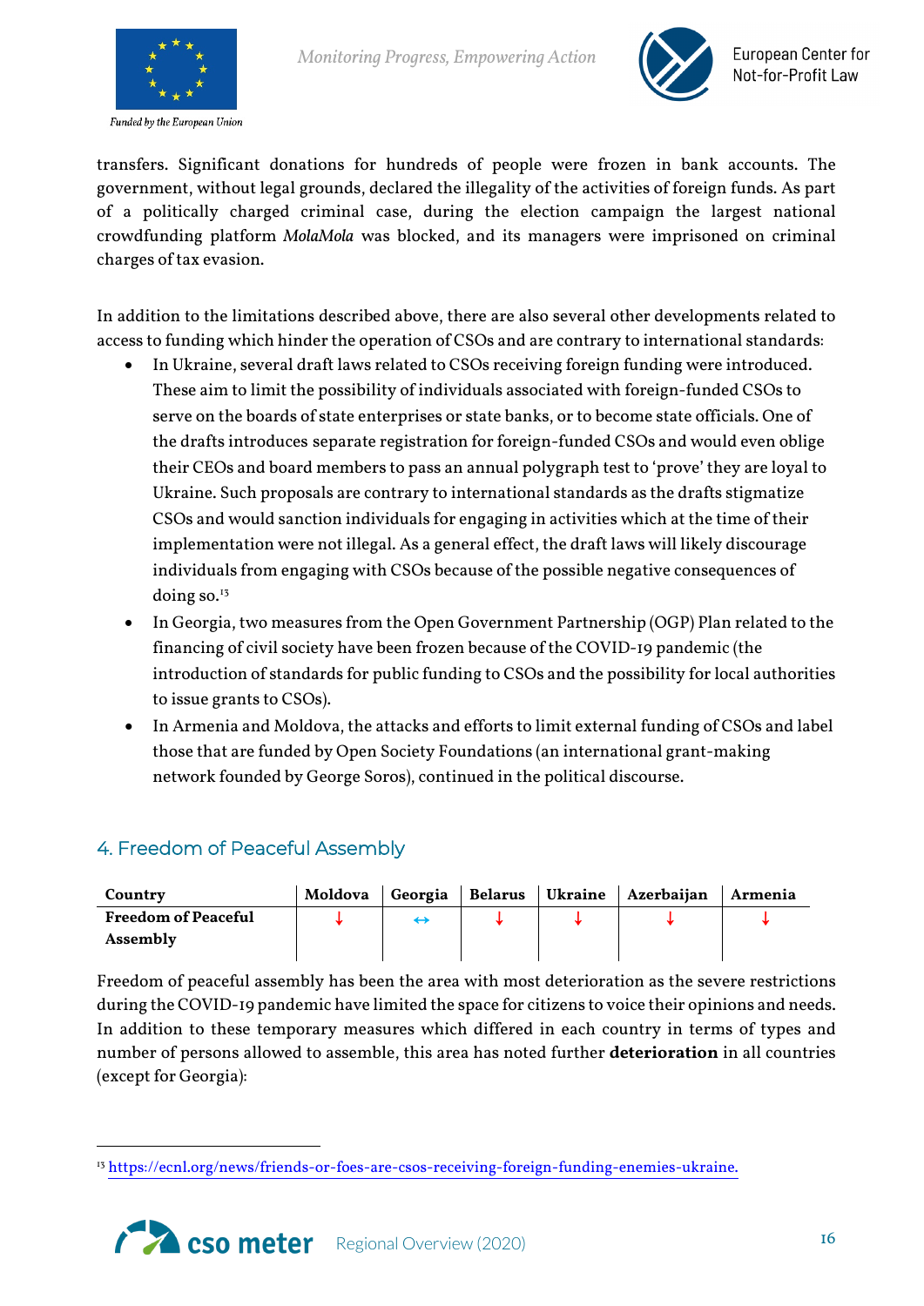transfers. Significant donations for hundreds of people were frozen in bank accounts. The government, without legal grounds, declared the illegality of the activities of foreign funds. As part of a politically charged criminal case, during the election campaign the largest national crowdfunding platform *MolaMola* was blocked, and its managers were imprisoned on criminal charges of tax evasion.

In addition to the limitations described above, there are also several other developments related to access to funding which hinder the operation of CSOs and are contrary to international standards:

- In Ukraine, several draft laws related to CSOs receiving foreign funding were introduced. These aim to limit the possibility of individuals associated with foreign-funded CSOs to serve on the boards of state enterprises or state banks, or to become state officials. One of the drafts introduces separate registration for foreign-funded CSOs and would even oblige their CEOs and board members to pass an annual polygraph test to 'prove' they are loyal to Ukraine. Such proposals are contrary to international standards as the drafts stigmatize CSOs and would sanction individuals for engaging in activities which at the time of their implementation were not illegal. As a general effect, the draft laws will likely discourage individuals from engaging with CSOs because of the possible negative consequences of doing so.[13]
- In Georgia, two measures from the Open Government Partnership (OGP) Plan related to the financing of civil society have been frozen because of the COVID-19 pandemic (the introduction of standards for public funding to CSOs and the possibility for local authorities to issue grants to CSOs).
- In Armenia and Moldova, the attacks and efforts to limit external funding of CSOs and label those that are funded by Open Society Foundations (an international grant-making network founded by George Soros), continued in the political discourse.

## 4. Freedom of Peaceful Assembly

| Country | Moldova | Georgia | Belarus | Ukraine | Azerbaijan | Armenia |
|---|---|---|---|---|---|---|
| **Freedom of Peaceful Assembly** | ↓ | ↔ | ↓ | ↓ | ↓ | ↓ |

Freedom of peaceful assembly has been the area with most deterioration as the severe restrictions during the COVID-19 pandemic have limited the space for citizens to voice their opinions and needs. In addition to these temporary measures which differed in each country in terms of types and number of persons allowed to assemble, this area has noted further **deterioration** in all countries (except for Georgia):

[13] https://ecnl.org/news/friends-or-foes-are-csos-receiving-foreign-funding-enemies-ukraine.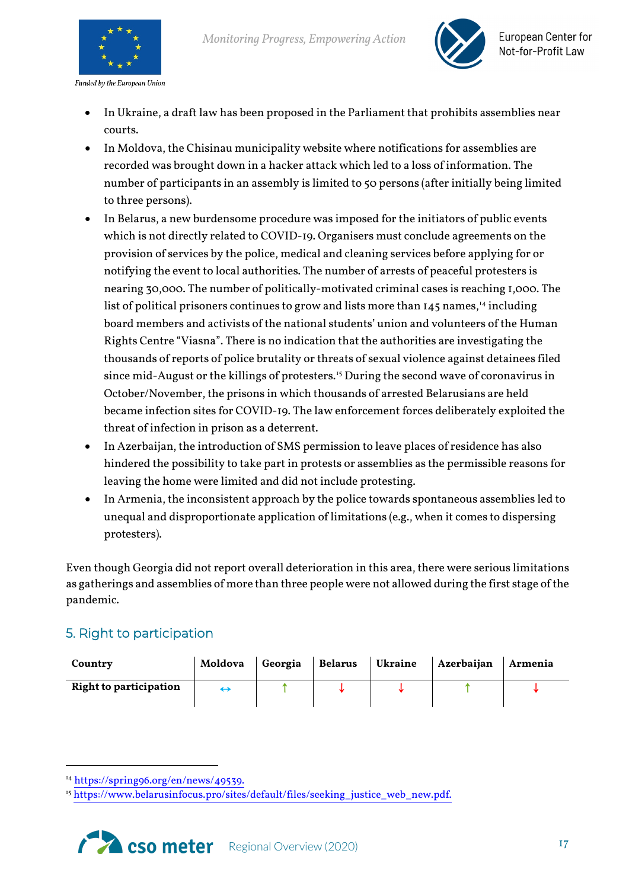- In Ukraine, a draft law has been proposed in the Parliament that prohibits assemblies near courts.
- In Moldova, the Chisinau municipality website where notifications for assemblies are recorded was brought down in a hacker attack which led to a loss of information. The number of participants in an assembly is limited to 50 persons (after initially being limited to three persons).
- In Belarus, a new burdensome procedure was imposed for the initiators of public events which is not directly related to COVID-19. Organisers must conclude agreements on the provision of services by the police, medical and cleaning services before applying for or notifying the event to local authorities. The number of arrests of peaceful protesters is nearing 30,000. The number of politically-motivated criminal cases is reaching 1,000. The list of political prisoners continues to grow and lists more than 145 names,[14] including board members and activists of the national students' union and volunteers of the Human Rights Centre "Viasna". There is no indication that the authorities are investigating the thousands of reports of police brutality or threats of sexual violence against detainees filed since mid-August or the killings of protesters.[15] During the second wave of coronavirus in October/November, the prisons in which thousands of arrested Belarusians are held became infection sites for COVID-19. The law enforcement forces deliberately exploited the threat of infection in prison as a deterrent.
- In Azerbaijan, the introduction of SMS permission to leave places of residence has also hindered the possibility to take part in protests or assemblies as the permissible reasons for leaving the home were limited and did not include protesting.
- In Armenia, the inconsistent approach by the police towards spontaneous assemblies led to unequal and disproportionate application of limitations (e.g., when it comes to dispersing protesters).

Even though Georgia did not report overall deterioration in this area, there were serious limitations as gatherings and assemblies of more than three people were not allowed during the first stage of the pandemic.

## 5. Right to participation

| Country | Moldova | Georgia | Belarus | Ukraine | Azerbaijan | Armenia |
|---|---|---|---|---|---|---|
| **Right to participation** | ↔ | ↑ | ↓ | ↓ | ↑ | ↓ |

[14] https://spring96.org/en/news/49539.

[15] https://www.belarusinfocus.pro/sites/default/files/seeking_justice_web_new.pdf.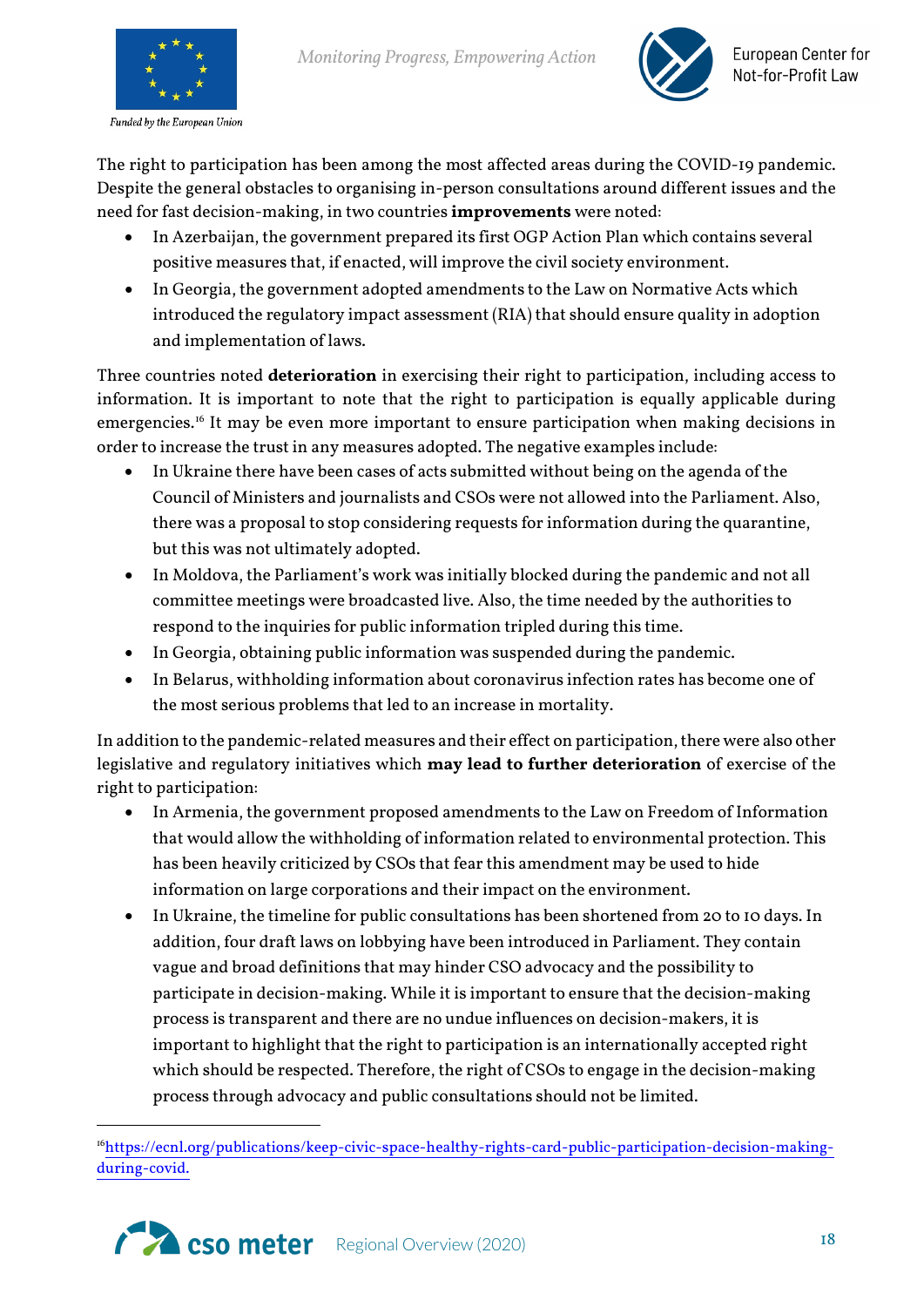The right to participation has been among the most affected areas during the COVID-19 pandemic. Despite the general obstacles to organising in-person consultations around different issues and the need for fast decision-making, in two countries **improvements** were noted:

- In Azerbaijan, the government prepared its first OGP Action Plan which contains several positive measures that, if enacted, will improve the civil society environment.
- In Georgia, the government adopted amendments to the Law on Normative Acts which introduced the regulatory impact assessment (RIA) that should ensure quality in adoption and implementation of laws.

Three countries noted **deterioration** in exercising their right to participation, including access to information. It is important to note that the right to participation is equally applicable during emergencies.[16] It may be even more important to ensure participation when making decisions in order to increase the trust in any measures adopted. The negative examples include:

- In Ukraine there have been cases of acts submitted without being on the agenda of the Council of Ministers and journalists and CSOs were not allowed into the Parliament. Also, there was a proposal to stop considering requests for information during the quarantine, but this was not ultimately adopted.
- In Moldova, the Parliament's work was initially blocked during the pandemic and not all committee meetings were broadcasted live. Also, the time needed by the authorities to respond to the inquiries for public information tripled during this time.
- In Georgia, obtaining public information was suspended during the pandemic.
- In Belarus, withholding information about coronavirus infection rates has become one of the most serious problems that led to an increase in mortality.

In addition to the pandemic-related measures and their effect on participation, there were also other legislative and regulatory initiatives which **may lead to further deterioration** of exercise of the right to participation:

- In Armenia, the government proposed amendments to the Law on Freedom of Information that would allow the withholding of information related to environmental protection. This has been heavily criticized by CSOs that fear this amendment may be used to hide information on large corporations and their impact on the environment.
- In Ukraine, the timeline for public consultations has been shortened from 20 to 10 days. In addition, four draft laws on lobbying have been introduced in Parliament. They contain vague and broad definitions that may hinder CSO advocacy and the possibility to participate in decision-making. While it is important to ensure that the decision-making process is transparent and there are no undue influences on decision-makers, it is important to highlight that the right to participation is an internationally accepted right which should be respected. Therefore, the right of CSOs to engage in the decision-making process through advocacy and public consultations should not be limited.

---

[16] https://ecnl.org/publications/keep-civic-space-healthy-rights-card-public-participation-decision-making-during-covid.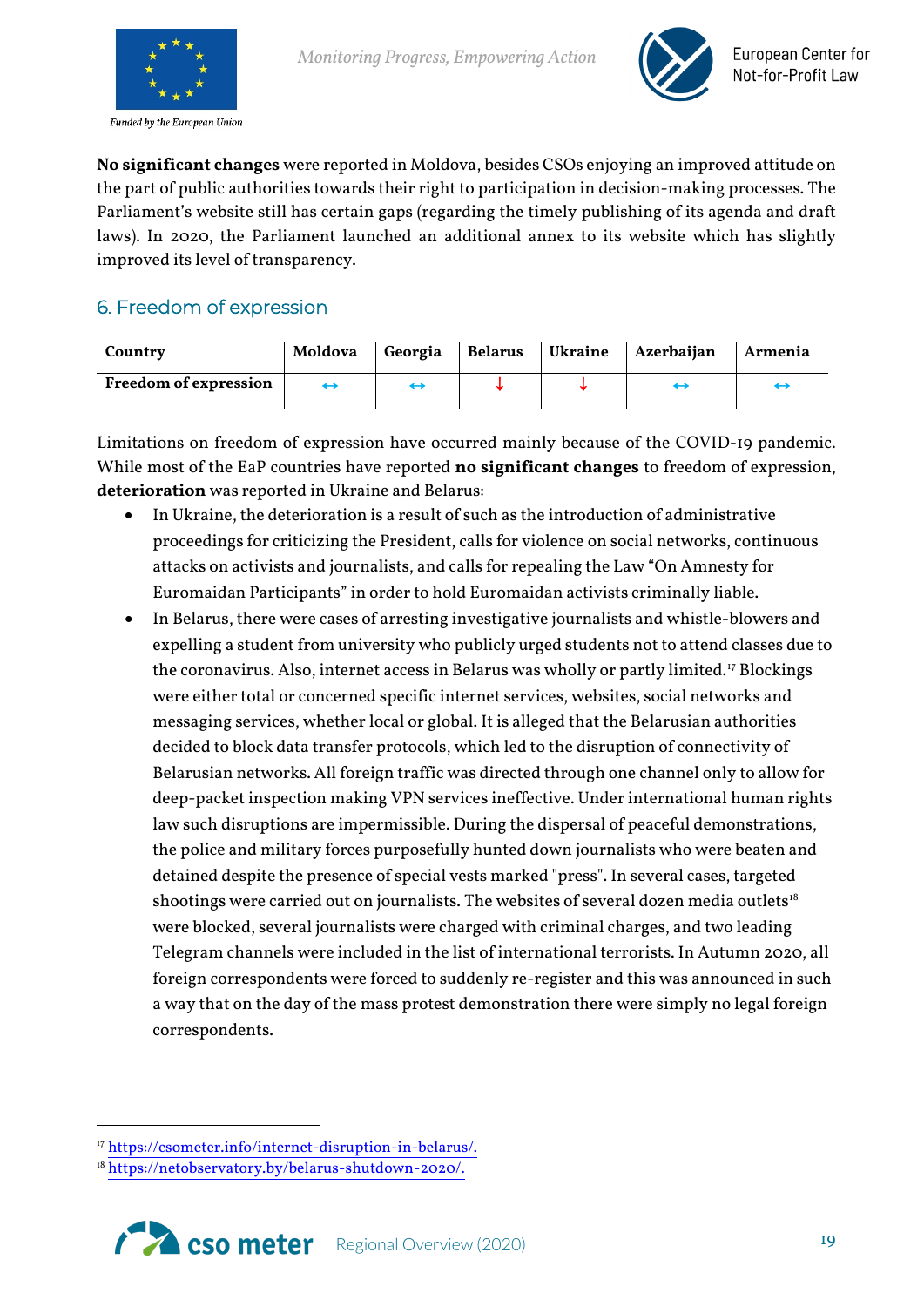**No significant changes** were reported in Moldova, besides CSOs enjoying an improved attitude on the part of public authorities towards their right to participation in decision-making processes. The Parliament's website still has certain gaps (regarding the timely publishing of its agenda and draft laws). In 2020, the Parliament launched an additional annex to its website which has slightly improved its level of transparency.

## 6. Freedom of expression

| Country | Moldova | Georgia | Belarus | Ukraine | Azerbaijan | Armenia |
|---|---|---|---|---|---|---|
| **Freedom of expression** | ↔ | ↔ | ↓ | ↓ | ↔ | ↔ |

Limitations on freedom of expression have occurred mainly because of the COVID-19 pandemic. While most of the EaP countries have reported **no significant changes** to freedom of expression, **deterioration** was reported in Ukraine and Belarus:

- In Ukraine, the deterioration is a result of such as the introduction of administrative proceedings for criticizing the President, calls for violence on social networks, continuous attacks on activists and journalists, and calls for repealing the Law "On Amnesty for Euromaidan Participants" in order to hold Euromaidan activists criminally liable.
- In Belarus, there were cases of arresting investigative journalists and whistle-blowers and expelling a student from university who publicly urged students not to attend classes due to the coronavirus. Also, internet access in Belarus was wholly or partly limited.[17] Blockings were either total or concerned specific internet services, websites, social networks and messaging services, whether local or global. It is alleged that the Belarusian authorities decided to block data transfer protocols, which led to the disruption of connectivity of Belarusian networks. All foreign traffic was directed through one channel only to allow for deep-packet inspection making VPN services ineffective. Under international human rights law such disruptions are impermissible. During the dispersal of peaceful demonstrations, the police and military forces purposefully hunted down journalists who were beaten and detained despite the presence of special vests marked "press". In several cases, targeted shootings were carried out on journalists. The websites of several dozen media outlets[18] were blocked, several journalists were charged with criminal charges, and two leading Telegram channels were included in the list of international terrorists. In Autumn 2020, all foreign correspondents were forced to suddenly re-register and this was announced in such a way that on the day of the mass protest demonstration there were simply no legal foreign correspondents.

---

[17] https://csometer.info/internet-disruption-in-belarus/.

[18] https://netobservatory.by/belarus-shutdown-2020/.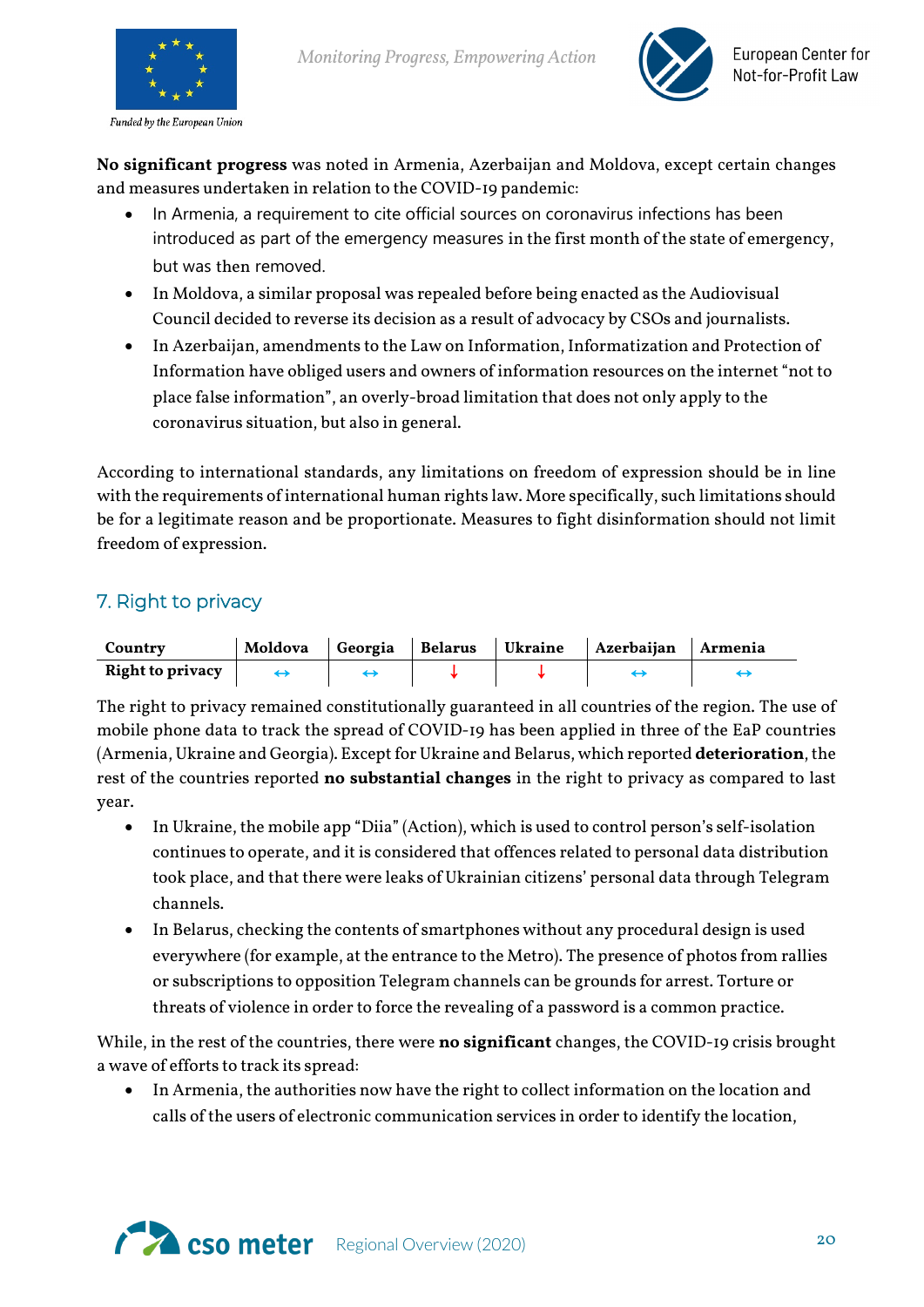**No significant progress** was noted in Armenia, Azerbaijan and Moldova, except certain changes and measures undertaken in relation to the COVID-19 pandemic:

- In Armenia, a requirement to cite official sources on coronavirus infections has been introduced as part of the emergency measures in the first month of the state of emergency, but was then removed.
- In Moldova, a similar proposal was repealed before being enacted as the Audiovisual Council decided to reverse its decision as a result of advocacy by CSOs and journalists.
- In Azerbaijan, amendments to the Law on Information, Informatization and Protection of Information have obliged users and owners of information resources on the internet "not to place false information", an overly-broad limitation that does not only apply to the coronavirus situation, but also in general.

According to international standards, any limitations on freedom of expression should be in line with the requirements of international human rights law. More specifically, such limitations should be for a legitimate reason and be proportionate. Measures to fight disinformation should not limit freedom of expression.

## 7. Right to privacy

| Country | Moldova | Georgia | Belarus | Ukraine | Azerbaijan | Armenia |
|---|---|---|---|---|---|---|
| Right to privacy | ↔ | ↔ | ↓ | ↓ | ↔ | ↔ |

The right to privacy remained constitutionally guaranteed in all countries of the region. The use of mobile phone data to track the spread of COVID-19 has been applied in three of the EaP countries (Armenia, Ukraine and Georgia). Except for Ukraine and Belarus, which reported **deterioration**, the rest of the countries reported **no substantial changes** in the right to privacy as compared to last year.

- In Ukraine, the mobile app "Diia" (Action), which is used to control person's self-isolation continues to operate, and it is considered that offences related to personal data distribution took place, and that there were leaks of Ukrainian citizens' personal data through Telegram channels.
- In Belarus, checking the contents of smartphones without any procedural design is used everywhere (for example, at the entrance to the Metro). The presence of photos from rallies or subscriptions to opposition Telegram channels can be grounds for arrest. Torture or threats of violence in order to force the revealing of a password is a common practice.

While, in the rest of the countries, there were **no significant** changes, the COVID-19 crisis brought a wave of efforts to track its spread:

- In Armenia, the authorities now have the right to collect information on the location and calls of the users of electronic communication services in order to identify the location,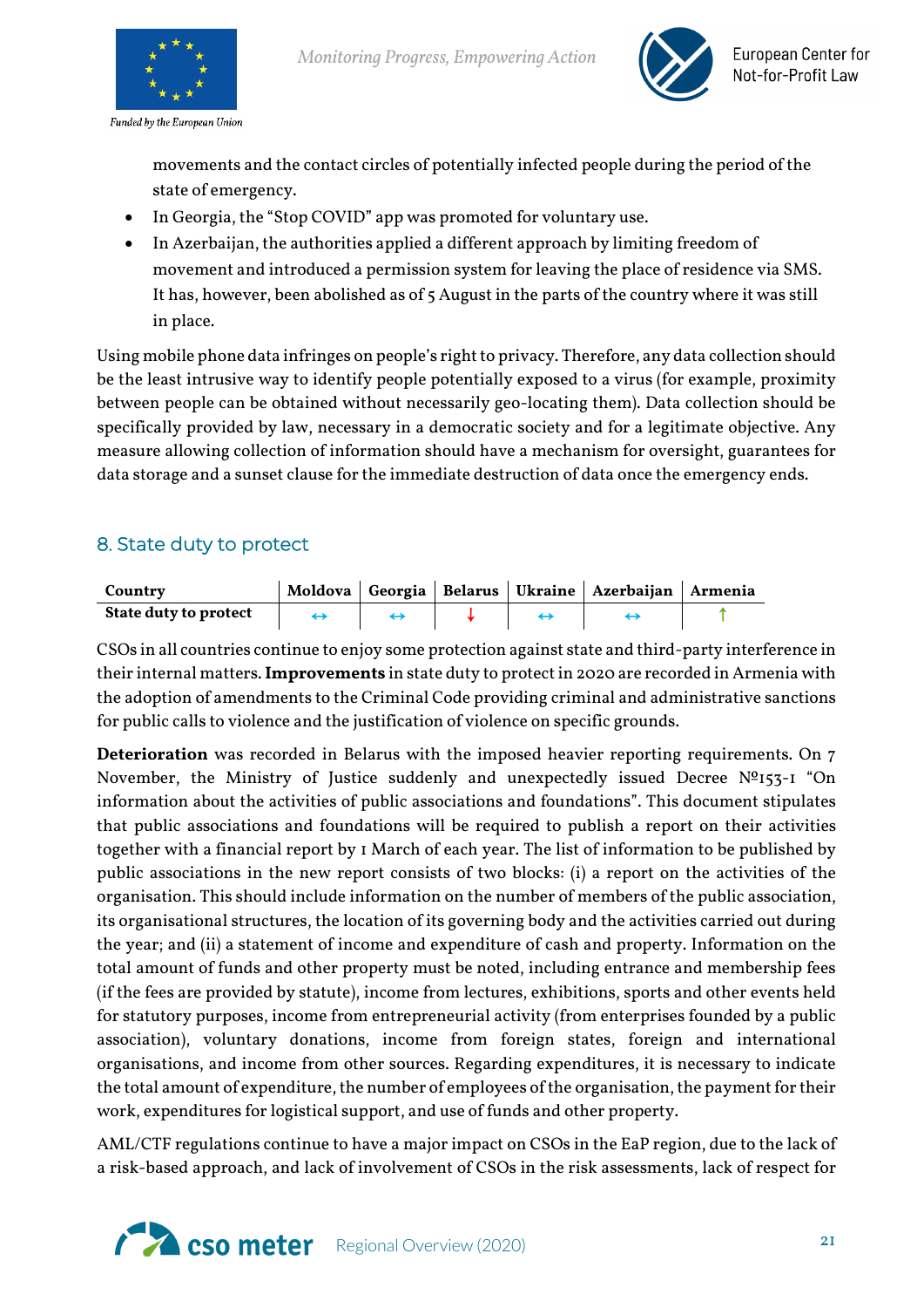movements and the contact circles of potentially infected people during the period of the state of emergency.

- In Georgia, the "Stop COVID" app was promoted for voluntary use.
- In Azerbaijan, the authorities applied a different approach by limiting freedom of movement and introduced a permission system for leaving the place of residence via SMS. It has, however, been abolished as of 5 August in the parts of the country where it was still in place.

Using mobile phone data infringes on people's right to privacy. Therefore, any data collection should be the least intrusive way to identify people potentially exposed to a virus (for example, proximity between people can be obtained without necessarily geo-locating them). Data collection should be specifically provided by law, necessary in a democratic society and for a legitimate objective. Any measure allowing collection of information should have a mechanism for oversight, guarantees for data storage and a sunset clause for the immediate destruction of data once the emergency ends.

## 8. State duty to protect

| Country | Moldova | Georgia | Belarus | Ukraine | Azerbaijan | Armenia |
|---|---|---|---|---|---|---|
| State duty to protect | ↔ | ↔ | ↓ | ↔ | ↔ | ↑ |

CSOs in all countries continue to enjoy some protection against state and third-party interference in their internal matters. **Improvements** in state duty to protect in 2020 are recorded in Armenia with the adoption of amendments to the Criminal Code providing criminal and administrative sanctions for public calls to violence and the justification of violence on specific grounds.

**Deterioration** was recorded in Belarus with the imposed heavier reporting requirements. On 7 November, the Ministry of Justice suddenly and unexpectedly issued Decree №153-1 "On information about the activities of public associations and foundations". This document stipulates that public associations and foundations will be required to publish a report on their activities together with a financial report by 1 March of each year. The list of information to be published by public associations in the new report consists of two blocks: (i) a report on the activities of the organisation. This should include information on the number of members of the public association, its organisational structures, the location of its governing body and the activities carried out during the year; and (ii) a statement of income and expenditure of cash and property. Information on the total amount of funds and other property must be noted, including entrance and membership fees (if the fees are provided by statute), income from lectures, exhibitions, sports and other events held for statutory purposes, income from entrepreneurial activity (from enterprises founded by a public association), voluntary donations, income from foreign states, foreign and international organisations, and income from other sources. Regarding expenditures, it is necessary to indicate the total amount of expenditure, the number of employees of the organisation, the payment for their work, expenditures for logistical support, and use of funds and other property.

AML/CTF regulations continue to have a major impact on CSOs in the EaP region, due to the lack of a risk-based approach, and lack of involvement of CSOs in the risk assessments, lack of respect for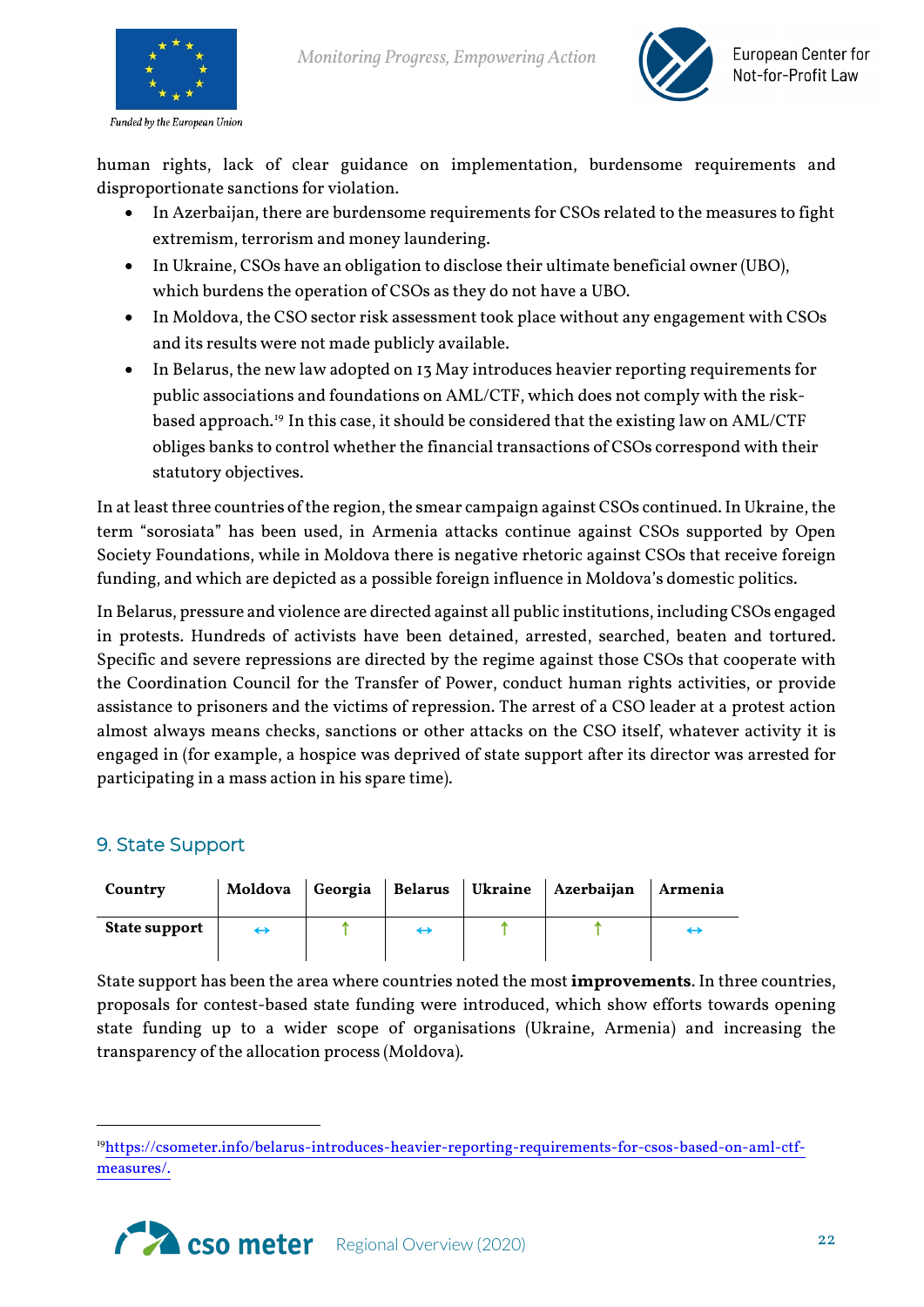human rights, lack of clear guidance on implementation, burdensome requirements and disproportionate sanctions for violation.

- In Azerbaijan, there are burdensome requirements for CSOs related to the measures to fight extremism, terrorism and money laundering.
- In Ukraine, CSOs have an obligation to disclose their ultimate beneficial owner (UBO), which burdens the operation of CSOs as they do not have a UBO.
- In Moldova, the CSO sector risk assessment took place without any engagement with CSOs and its results were not made publicly available.
- In Belarus, the new law adopted on 13 May introduces heavier reporting requirements for public associations and foundations on AML/CTF, which does not comply with the risk-based approach.[19] In this case, it should be considered that the existing law on AML/CTF obliges banks to control whether the financial transactions of CSOs correspond with their statutory objectives.

In at least three countries of the region, the smear campaign against CSOs continued. In Ukraine, the term "sorosiata" has been used, in Armenia attacks continue against CSOs supported by Open Society Foundations, while in Moldova there is negative rhetoric against CSOs that receive foreign funding, and which are depicted as a possible foreign influence in Moldova's domestic politics.

In Belarus, pressure and violence are directed against all public institutions, including CSOs engaged in protests. Hundreds of activists have been detained, arrested, searched, beaten and tortured. Specific and severe repressions are directed by the regime against those CSOs that cooperate with the Coordination Council for the Transfer of Power, conduct human rights activities, or provide assistance to prisoners and the victims of repression. The arrest of a CSO leader at a protest action almost always means checks, sanctions or other attacks on the CSO itself, whatever activity it is engaged in (for example, a hospice was deprived of state support after its director was arrested for participating in a mass action in his spare time).

## 9. State Support

| Country | Moldova | Georgia | Belarus | Ukraine | Azerbaijan | Armenia |
|---|---|---|---|---|---|---|
| State support | ↔ | ↑ | ↔ | ↑ | ↑ | ↔ |

State support has been the area where countries noted the most **improvements**. In three countries, proposals for contest-based state funding were introduced, which show efforts towards opening state funding up to a wider scope of organisations (Ukraine, Armenia) and increasing the transparency of the allocation process (Moldova).

[19] https://csometer.info/belarus-introduces-heavier-reporting-requirements-for-csos-based-on-aml-ctf-measures/.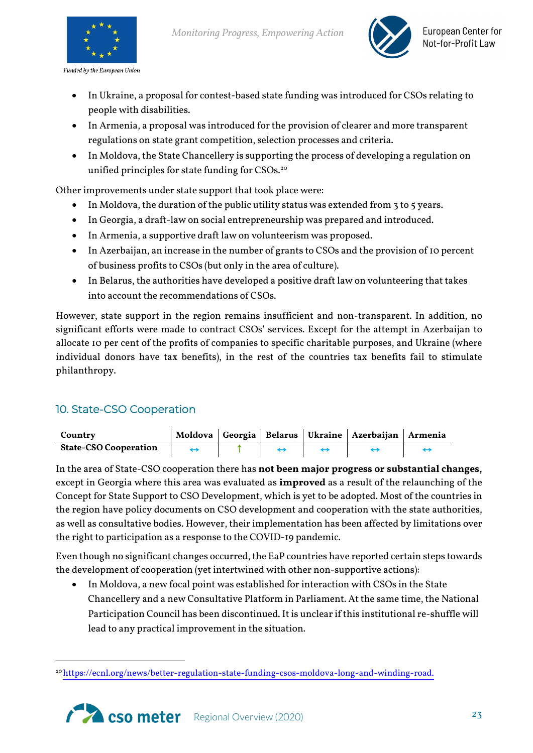- In Ukraine, a proposal for contest-based state funding was introduced for CSOs relating to people with disabilities.
- In Armenia, a proposal was introduced for the provision of clearer and more transparent regulations on state grant competition, selection processes and criteria.
- In Moldova, the State Chancellery is supporting the process of developing a regulation on unified principles for state funding for CSOs.[20]

Other improvements under state support that took place were:

- In Moldova, the duration of the public utility status was extended from 3 to 5 years.
- In Georgia, a draft-law on social entrepreneurship was prepared and introduced.
- In Armenia, a supportive draft law on volunteerism was proposed.
- In Azerbaijan, an increase in the number of grants to CSOs and the provision of 10 percent of business profits to CSOs (but only in the area of culture).
- In Belarus, the authorities have developed a positive draft law on volunteering that takes into account the recommendations of CSOs.

However, state support in the region remains insufficient and non-transparent. In addition, no significant efforts were made to contract CSOs' services. Except for the attempt in Azerbaijan to allocate 10 per cent of the profits of companies to specific charitable purposes, and Ukraine (where individual donors have tax benefits), in the rest of the countries tax benefits fail to stimulate philanthropy.

## 10. State-CSO Cooperation

| Country | Moldova | Georgia | Belarus | Ukraine | Azerbaijan | Armenia |
|---|---|---|---|---|---|---|
| State-CSO Cooperation | ↔ | ↑ | ↔ | ↔ | ↔ | ↔ |

In the area of State-CSO cooperation there has **not been major progress or substantial changes,** except in Georgia where this area was evaluated as **improved** as a result of the relaunching of the Concept for State Support to CSO Development, which is yet to be adopted. Most of the countries in the region have policy documents on CSO development and cooperation with the state authorities, as well as consultative bodies. However, their implementation has been affected by limitations over the right to participation as a response to the COVID-19 pandemic.

Even though no significant changes occurred, the EaP countries have reported certain steps towards the development of cooperation (yet intertwined with other non-supportive actions):

- In Moldova, a new focal point was established for interaction with CSOs in the State Chancellery and a new Consultative Platform in Parliament. At the same time, the National Participation Council has been discontinued. It is unclear if this institutional re-shuffle will lead to any practical improvement in the situation.

[20] https://ecnl.org/news/better-regulation-state-funding-csos-moldova-long-and-winding-road.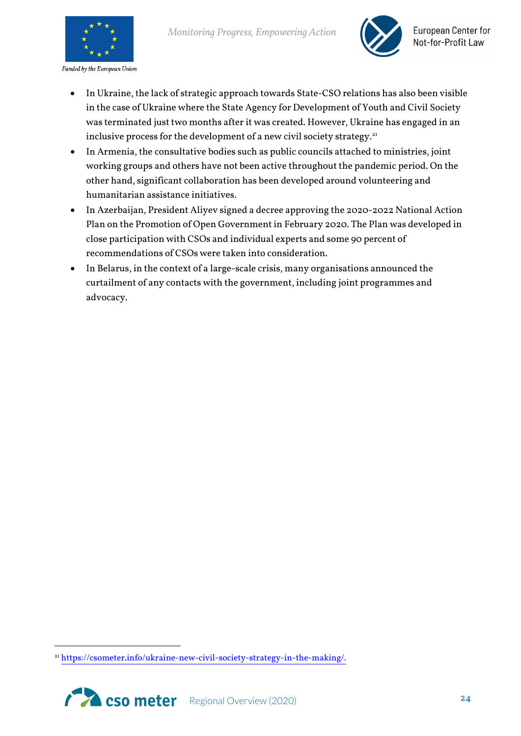- In Ukraine, the lack of strategic approach towards State-CSO relations has also been visible in the case of Ukraine where the State Agency for Development of Youth and Civil Society was terminated just two months after it was created. However, Ukraine has engaged in an inclusive process for the development of a new civil society strategy.[21]
- In Armenia, the consultative bodies such as public councils attached to ministries, joint working groups and others have not been active throughout the pandemic period. On the other hand, significant collaboration has been developed around volunteering and humanitarian assistance initiatives.
- In Azerbaijan, President Aliyev signed a decree approving the 2020-2022 National Action Plan on the Promotion of Open Government in February 2020. The Plan was developed in close participation with CSOs and individual experts and some 90 percent of recommendations of CSOs were taken into consideration.
- In Belarus, in the context of a large-scale crisis, many organisations announced the curtailment of any contacts with the government, including joint programmes and advocacy.

[21] https://csometer.info/ukraine-new-civil-society-strategy-in-the-making/.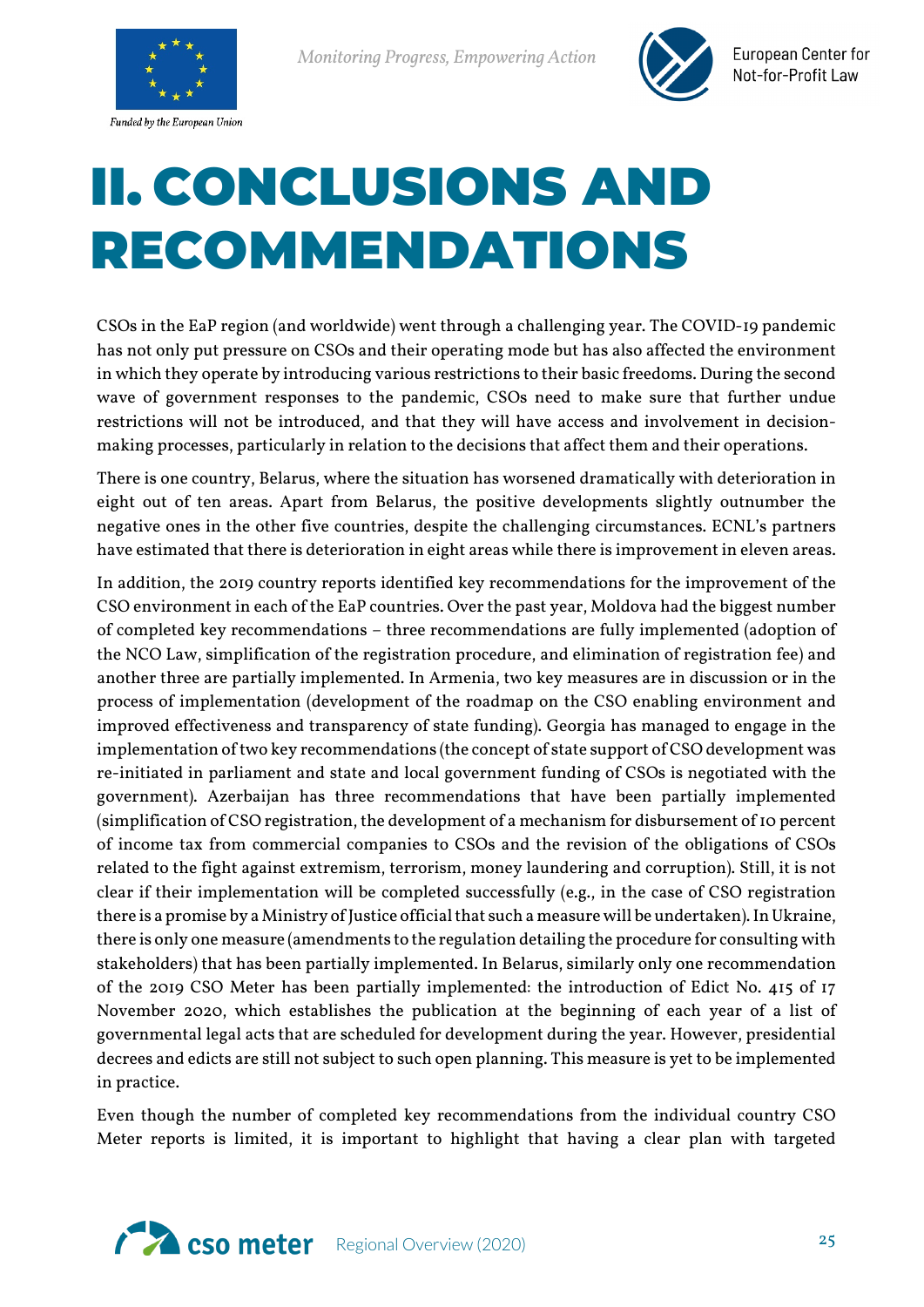# II. CONCLUSIONS AND RECOMMENDATIONS

CSOs in the EaP region (and worldwide) went through a challenging year. The COVID-19 pandemic has not only put pressure on CSOs and their operating mode but has also affected the environment in which they operate by introducing various restrictions to their basic freedoms. During the second wave of government responses to the pandemic, CSOs need to make sure that further undue restrictions will not be introduced, and that they will have access and involvement in decision-making processes, particularly in relation to the decisions that affect them and their operations.

There is one country, Belarus, where the situation has worsened dramatically with deterioration in eight out of ten areas. Apart from Belarus, the positive developments slightly outnumber the negative ones in the other five countries, despite the challenging circumstances. ECNL's partners have estimated that there is deterioration in eight areas while there is improvement in eleven areas.

In addition, the 2019 country reports identified key recommendations for the improvement of the CSO environment in each of the EaP countries. Over the past year, Moldova had the biggest number of completed key recommendations – three recommendations are fully implemented (adoption of the NCO Law, simplification of the registration procedure, and elimination of registration fee) and another three are partially implemented. In Armenia, two key measures are in discussion or in the process of implementation (development of the roadmap on the CSO enabling environment and improved effectiveness and transparency of state funding). Georgia has managed to engage in the implementation of two key recommendations (the concept of state support of CSO development was re-initiated in parliament and state and local government funding of CSOs is negotiated with the government). Azerbaijan has three recommendations that have been partially implemented (simplification of CSO registration, the development of a mechanism for disbursement of 10 percent of income tax from commercial companies to CSOs and the revision of the obligations of CSOs related to the fight against extremism, terrorism, money laundering and corruption). Still, it is not clear if their implementation will be completed successfully (e.g., in the case of CSO registration there is a promise by a Ministry of Justice official that such a measure will be undertaken). In Ukraine, there is only one measure (amendments to the regulation detailing the procedure for consulting with stakeholders) that has been partially implemented. In Belarus, similarly only one recommendation of the 2019 CSO Meter has been partially implemented: the introduction of Edict No. 415 of 17 November 2020, which establishes the publication at the beginning of each year of a list of governmental legal acts that are scheduled for development during the year. However, presidential decrees and edicts are still not subject to such open planning. This measure is yet to be implemented in practice.

Even though the number of completed key recommendations from the individual country CSO Meter reports is limited, it is important to highlight that having a clear plan with targeted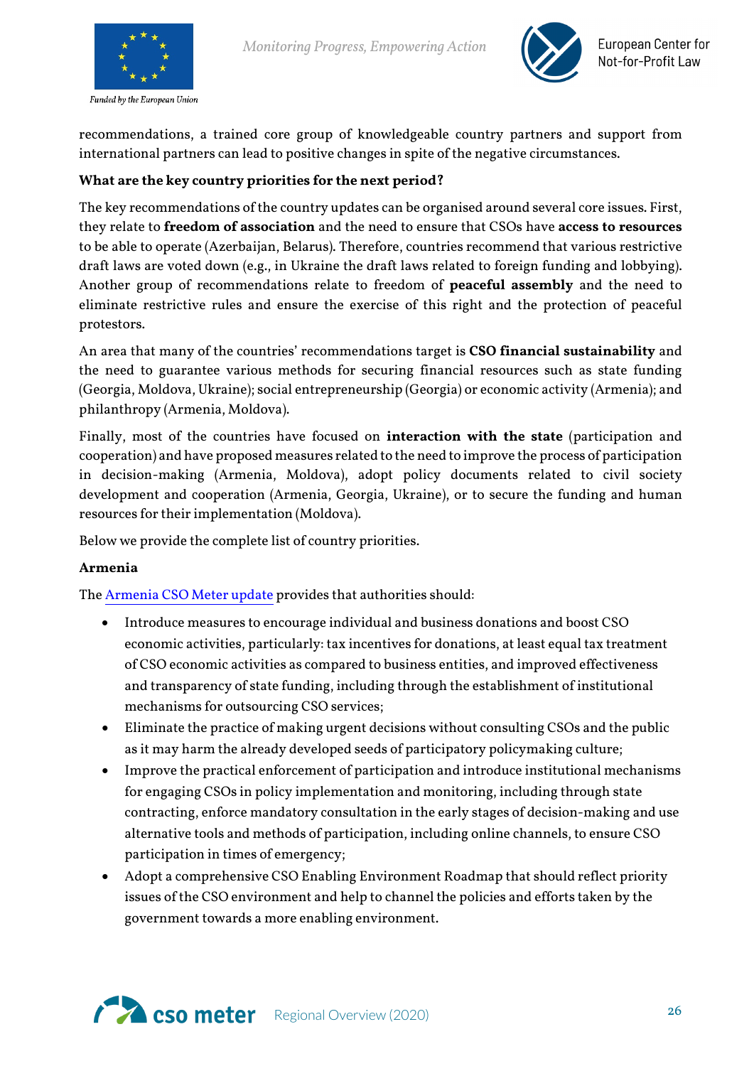recommendations, a trained core group of knowledgeable country partners and support from international partners can lead to positive changes in spite of the negative circumstances.

**What are the key country priorities for the next period?**

The key recommendations of the country updates can be organised around several core issues. First, they relate to **freedom of association** and the need to ensure that CSOs have **access to resources** to be able to operate (Azerbaijan, Belarus). Therefore, countries recommend that various restrictive draft laws are voted down (e.g., in Ukraine the draft laws related to foreign funding and lobbying). Another group of recommendations relate to freedom of **peaceful assembly** and the need to eliminate restrictive rules and ensure the exercise of this right and the protection of peaceful protestors.

An area that many of the countries' recommendations target is **CSO financial sustainability** and the need to guarantee various methods for securing financial resources such as state funding (Georgia, Moldova, Ukraine); social entrepreneurship (Georgia) or economic activity (Armenia); and philanthropy (Armenia, Moldova).

Finally, most of the countries have focused on **interaction with the state** (participation and cooperation) and have proposed measures related to the need to improve the process of participation in decision-making (Armenia, Moldova), adopt policy documents related to civil society development and cooperation (Armenia, Georgia, Ukraine), or to secure the funding and human resources for their implementation (Moldova).

Below we provide the complete list of country priorities.

**Armenia**

The Armenia CSO Meter update provides that authorities should:

- Introduce measures to encourage individual and business donations and boost CSO economic activities, particularly: tax incentives for donations, at least equal tax treatment of CSO economic activities as compared to business entities, and improved effectiveness and transparency of state funding, including through the establishment of institutional mechanisms for outsourcing CSO services;
- Eliminate the practice of making urgent decisions without consulting CSOs and the public as it may harm the already developed seeds of participatory policymaking culture;
- Improve the practical enforcement of participation and introduce institutional mechanisms for engaging CSOs in policy implementation and monitoring, including through state contracting, enforce mandatory consultation in the early stages of decision-making and use alternative tools and methods of participation, including online channels, to ensure CSO participation in times of emergency;
- Adopt a comprehensive CSO Enabling Environment Roadmap that should reflect priority issues of the CSO environment and help to channel the policies and efforts taken by the government towards a more enabling environment.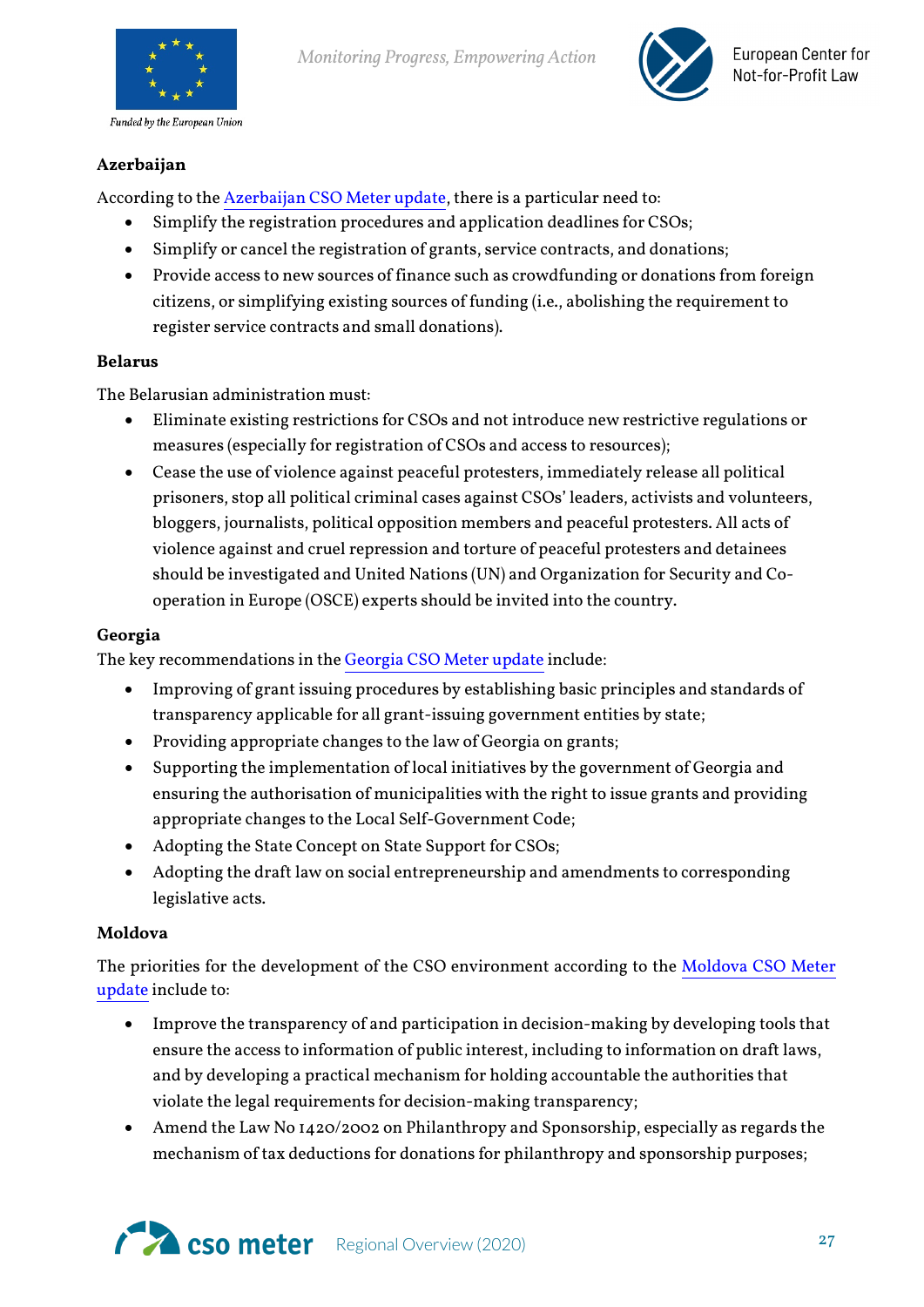**Azerbaijan**

According to the Azerbaijan CSO Meter update, there is a particular need to:

- Simplify the registration procedures and application deadlines for CSOs;
- Simplify or cancel the registration of grants, service contracts, and donations;
- Provide access to new sources of finance such as crowdfunding or donations from foreign citizens, or simplifying existing sources of funding (i.e., abolishing the requirement to register service contracts and small donations).

**Belarus**

The Belarusian administration must:

- Eliminate existing restrictions for CSOs and not introduce new restrictive regulations or measures (especially for registration of CSOs and access to resources);
- Cease the use of violence against peaceful protesters, immediately release all political prisoners, stop all political criminal cases against CSOs' leaders, activists and volunteers, bloggers, journalists, political opposition members and peaceful protesters. All acts of violence against and cruel repression and torture of peaceful protesters and detainees should be investigated and United Nations (UN) and Organization for Security and Co-operation in Europe (OSCE) experts should be invited into the country.

**Georgia**

The key recommendations in the Georgia CSO Meter update include:

- Improving of grant issuing procedures by establishing basic principles and standards of transparency applicable for all grant-issuing government entities by state;
- Providing appropriate changes to the law of Georgia on grants;
- Supporting the implementation of local initiatives by the government of Georgia and ensuring the authorisation of municipalities with the right to issue grants and providing appropriate changes to the Local Self-Government Code;
- Adopting the State Concept on State Support for CSOs;
- Adopting the draft law on social entrepreneurship and amendments to corresponding legislative acts.

**Moldova**

The priorities for the development of the CSO environment according to the Moldova CSO Meter update include to:

- Improve the transparency of and participation in decision-making by developing tools that ensure the access to information of public interest, including to information on draft laws, and by developing a practical mechanism for holding accountable the authorities that violate the legal requirements for decision-making transparency;
- Amend the Law No 1420/2002 on Philanthropy and Sponsorship, especially as regards the mechanism of tax deductions for donations for philanthropy and sponsorship purposes;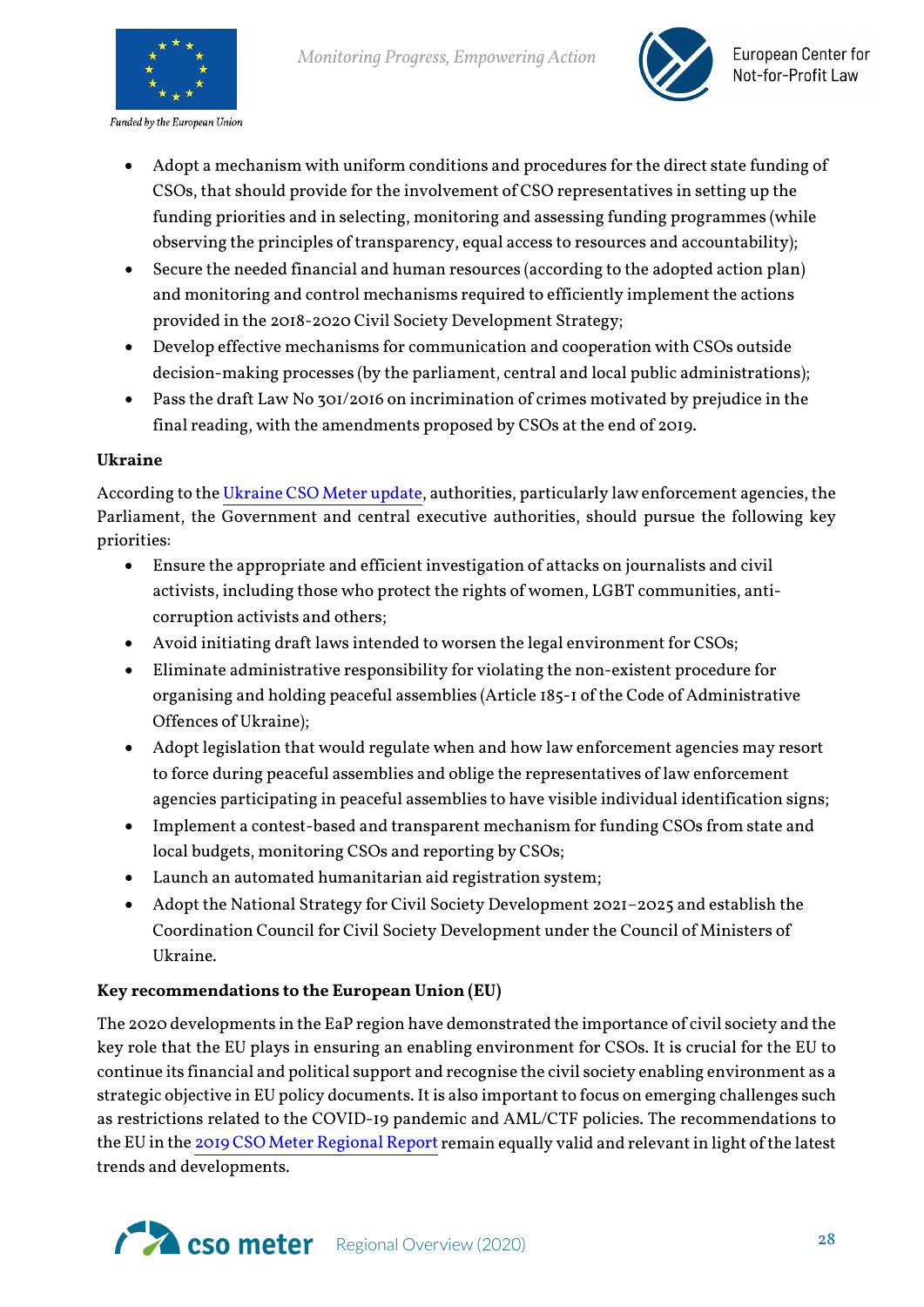- Adopt a mechanism with uniform conditions and procedures for the direct state funding of CSOs, that should provide for the involvement of CSO representatives in setting up the funding priorities and in selecting, monitoring and assessing funding programmes (while observing the principles of transparency, equal access to resources and accountability);
- Secure the needed financial and human resources (according to the adopted action plan) and monitoring and control mechanisms required to efficiently implement the actions provided in the 2018-2020 Civil Society Development Strategy;
- Develop effective mechanisms for communication and cooperation with CSOs outside decision-making processes (by the parliament, central and local public administrations);
- Pass the draft Law No 301/2016 on incrimination of crimes motivated by prejudice in the final reading, with the amendments proposed by CSOs at the end of 2019.

**Ukraine**

According to the Ukraine CSO Meter update, authorities, particularly law enforcement agencies, the Parliament, the Government and central executive authorities, should pursue the following key priorities:

- Ensure the appropriate and efficient investigation of attacks on journalists and civil activists, including those who protect the rights of women, LGBT communities, anti-corruption activists and others;
- Avoid initiating draft laws intended to worsen the legal environment for CSOs;
- Eliminate administrative responsibility for violating the non-existent procedure for organising and holding peaceful assemblies (Article 185-1 of the Code of Administrative Offences of Ukraine);
- Adopt legislation that would regulate when and how law enforcement agencies may resort to force during peaceful assemblies and oblige the representatives of law enforcement agencies participating in peaceful assemblies to have visible individual identification signs;
- Implement a contest-based and transparent mechanism for funding CSOs from state and local budgets, monitoring CSOs and reporting by CSOs;
- Launch an automated humanitarian aid registration system;
- Adopt the National Strategy for Civil Society Development 2021–2025 and establish the Coordination Council for Civil Society Development under the Council of Ministers of Ukraine.

**Key recommendations to the European Union (EU)**

The 2020 developments in the EaP region have demonstrated the importance of civil society and the key role that the EU plays in ensuring an enabling environment for CSOs. It is crucial for the EU to continue its financial and political support and recognise the civil society enabling environment as a strategic objective in EU policy documents. It is also important to focus on emerging challenges such as restrictions related to the COVID-19 pandemic and AML/CTF policies. The recommendations to the EU in the 2019 CSO Meter Regional Report remain equally valid and relevant in light of the latest trends and developments.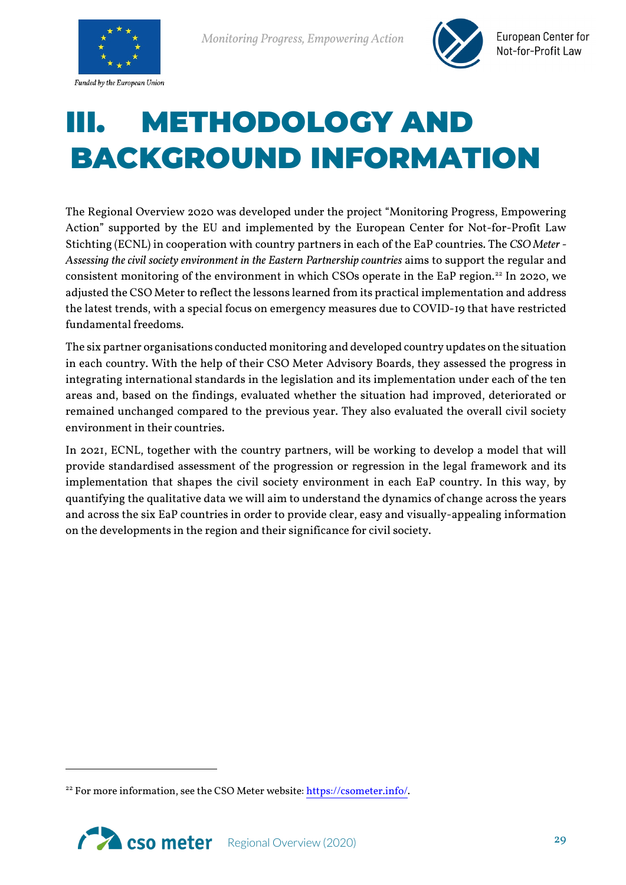# III. METHODOLOGY AND BACKGROUND INFORMATION

The Regional Overview 2020 was developed under the project "Monitoring Progress, Empowering Action" supported by the EU and implemented by the European Center for Not-for-Profit Law Stichting (ECNL) in cooperation with country partners in each of the EaP countries. The *CSO Meter - Assessing the civil society environment in the Eastern Partnership countries* aims to support the regular and consistent monitoring of the environment in which CSOs operate in the EaP region.[22] In 2020, we adjusted the CSO Meter to reflect the lessons learned from its practical implementation and address the latest trends, with a special focus on emergency measures due to COVID-19 that have restricted fundamental freedoms.

The six partner organisations conducted monitoring and developed country updates on the situation in each country. With the help of their CSO Meter Advisory Boards, they assessed the progress in integrating international standards in the legislation and its implementation under each of the ten areas and, based on the findings, evaluated whether the situation had improved, deteriorated or remained unchanged compared to the previous year. They also evaluated the overall civil society environment in their countries.

In 2021, ECNL, together with the country partners, will be working to develop a model that will provide standardised assessment of the progression or regression in the legal framework and its implementation that shapes the civil society environment in each EaP country. In this way, by quantifying the qualitative data we will aim to understand the dynamics of change across the years and across the six EaP countries in order to provide clear, easy and visually-appealing information on the developments in the region and their significance for civil society.

---

[22] For more information, see the CSO Meter website: https://csometer.info/.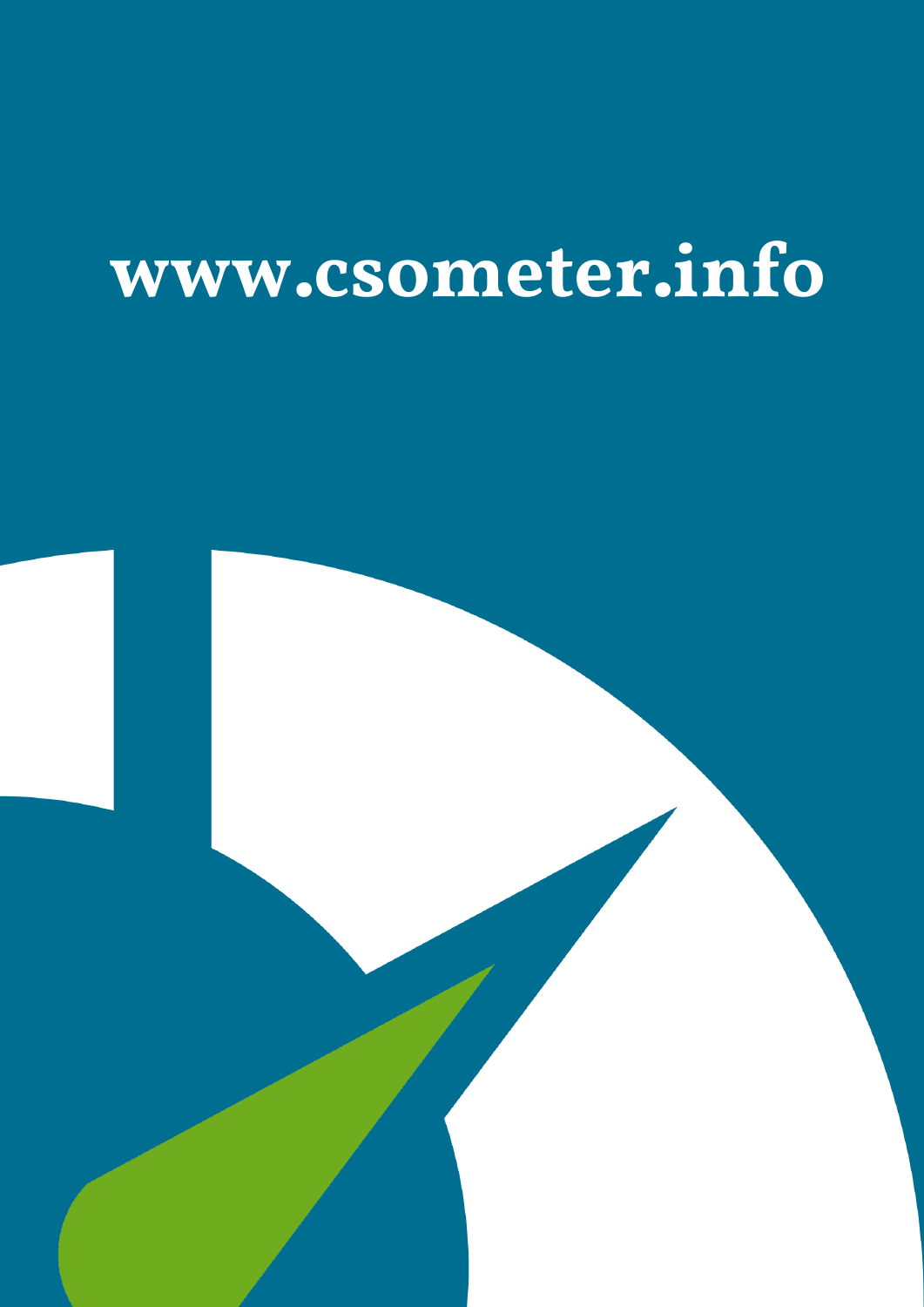www.csometer.info